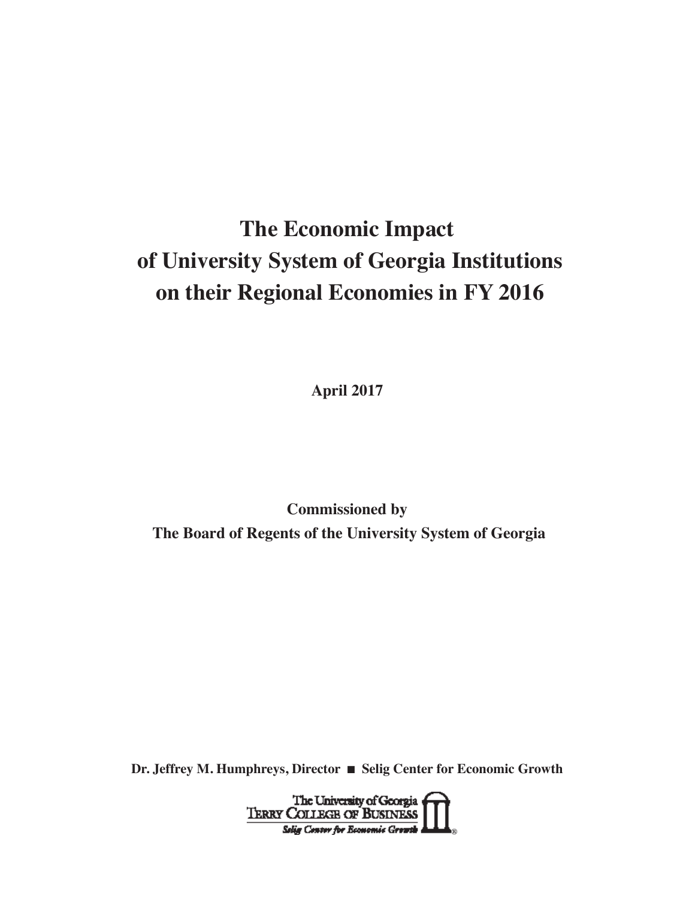# The Economic Impact of University System of Georgia Institutions on their Regional Economies in FY 2016

**April 2017**

**Commissioned by**
**The Board of Regents of the University System of Georgia**

**Dr. Jeffrey M. Humphreys, Director ■ Selig Center for Economic Growth**

The University of Georgia
Terry College of Business
*Selig Center for Economic Growth*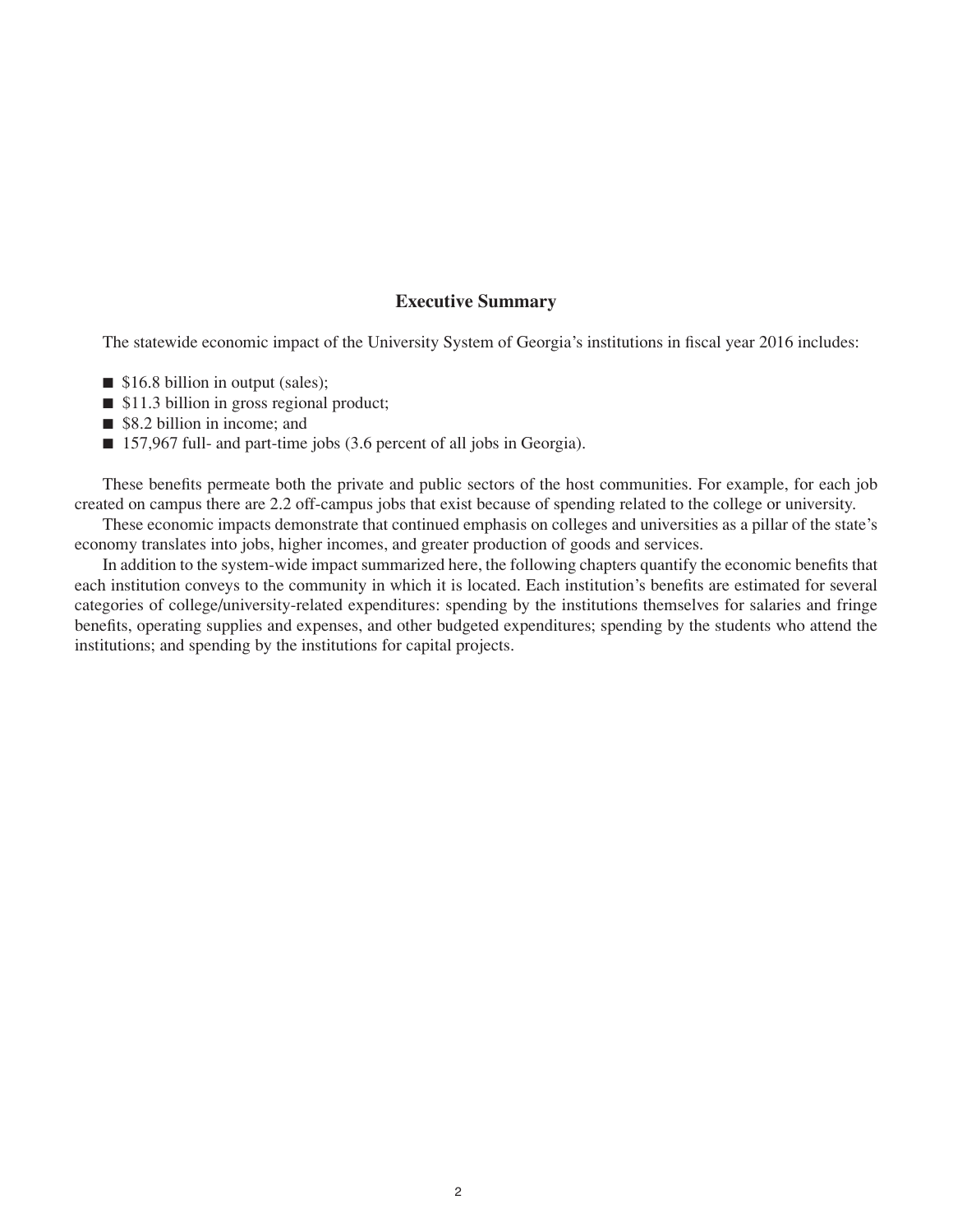## Executive Summary

The statewide economic impact of the University System of Georgia's institutions in fiscal year 2016 includes:

- $16.8 billion in output (sales);
- $11.3 billion in gross regional product;
- $8.2 billion in income; and
- 157,967 full- and part-time jobs (3.6 percent of all jobs in Georgia).

These benefits permeate both the private and public sectors of the host communities. For example, for each job created on campus there are 2.2 off-campus jobs that exist because of spending related to the college or university.

These economic impacts demonstrate that continued emphasis on colleges and universities as a pillar of the state's economy translates into jobs, higher incomes, and greater production of goods and services.

In addition to the system-wide impact summarized here, the following chapters quantify the economic benefits that each institution conveys to the community in which it is located. Each institution's benefits are estimated for several categories of college/university-related expenditures: spending by the institutions themselves for salaries and fringe benefits, operating supplies and expenses, and other budgeted expenditures; spending by the students who attend the institutions; and spending by the institutions for capital projects.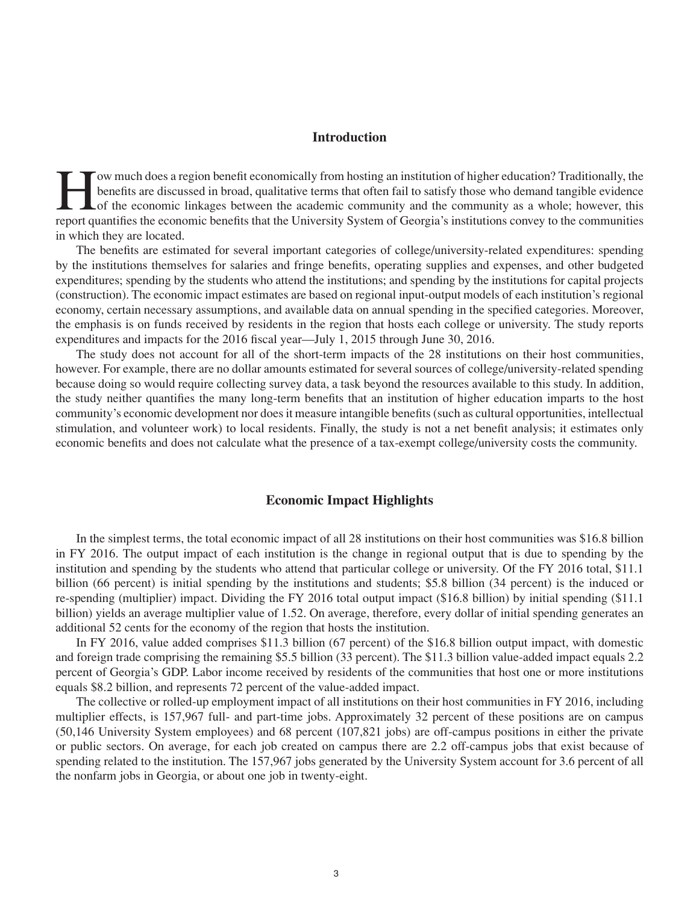## Introduction

How much does a region benefit economically from hosting an institution of higher education? Traditionally, the benefits are discussed in broad, qualitative terms that often fail to satisfy those who demand tangible evidence of the economic linkages between the academic community and the community as a whole; however, this report quantifies the economic benefits that the University System of Georgia's institutions convey to the communities in which they are located.

The benefits are estimated for several important categories of college/university-related expenditures: spending by the institutions themselves for salaries and fringe benefits, operating supplies and expenses, and other budgeted expenditures; spending by the students who attend the institutions; and spending by the institutions for capital projects (construction). The economic impact estimates are based on regional input-output models of each institution's regional economy, certain necessary assumptions, and available data on annual spending in the specified categories. Moreover, the emphasis is on funds received by residents in the region that hosts each college or university. The study reports expenditures and impacts for the 2016 fiscal year—July 1, 2015 through June 30, 2016.

The study does not account for all of the short-term impacts of the 28 institutions on their host communities, however. For example, there are no dollar amounts estimated for several sources of college/university-related spending because doing so would require collecting survey data, a task beyond the resources available to this study. In addition, the study neither quantifies the many long-term benefits that an institution of higher education imparts to the host community's economic development nor does it measure intangible benefits (such as cultural opportunities, intellectual stimulation, and volunteer work) to local residents. Finally, the study is not a net benefit analysis; it estimates only economic benefits and does not calculate what the presence of a tax-exempt college/university costs the community.

## Economic Impact Highlights

In the simplest terms, the total economic impact of all 28 institutions on their host communities was $16.8 billion in FY 2016. The output impact of each institution is the change in regional output that is due to spending by the institution and spending by the students who attend that particular college or university. Of the FY 2016 total, $11.1 billion (66 percent) is initial spending by the institutions and students; $5.8 billion (34 percent) is the induced or re-spending (multiplier) impact. Dividing the FY 2016 total output impact ($16.8 billion) by initial spending ($11.1 billion) yields an average multiplier value of 1.52. On average, therefore, every dollar of initial spending generates an additional 52 cents for the economy of the region that hosts the institution.

In FY 2016, value added comprises $11.3 billion (67 percent) of the $16.8 billion output impact, with domestic and foreign trade comprising the remaining $5.5 billion (33 percent). The $11.3 billion value-added impact equals 2.2 percent of Georgia's GDP. Labor income received by residents of the communities that host one or more institutions equals $8.2 billion, and represents 72 percent of the value-added impact.

The collective or rolled-up employment impact of all institutions on their host communities in FY 2016, including multiplier effects, is 157,967 full- and part-time jobs. Approximately 32 percent of these positions are on campus (50,146 University System employees) and 68 percent (107,821 jobs) are off-campus positions in either the private or public sectors. On average, for each job created on campus there are 2.2 off-campus jobs that exist because of spending related to the institution. The 157,967 jobs generated by the University System account for 3.6 percent of all the nonfarm jobs in Georgia, or about one job in twenty-eight.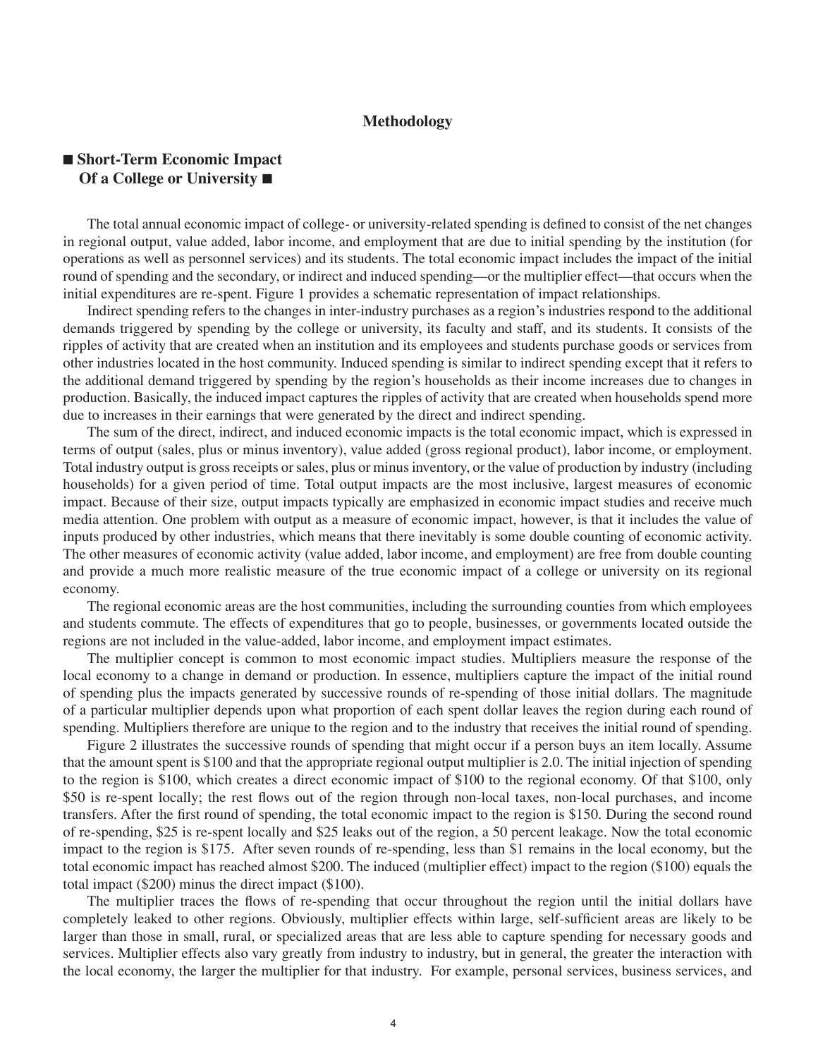## Methodology

### ■ Short-Term Economic Impact Of a College or University ■

The total annual economic impact of college- or university-related spending is defined to consist of the net changes in regional output, value added, labor income, and employment that are due to initial spending by the institution (for operations as well as personnel services) and its students. The total economic impact includes the impact of the initial round of spending and the secondary, or indirect and induced spending—or the multiplier effect—that occurs when the initial expenditures are re-spent. Figure 1 provides a schematic representation of impact relationships.

Indirect spending refers to the changes in inter-industry purchases as a region's industries respond to the additional demands triggered by spending by the college or university, its faculty and staff, and its students. It consists of the ripples of activity that are created when an institution and its employees and students purchase goods or services from other industries located in the host community. Induced spending is similar to indirect spending except that it refers to the additional demand triggered by spending by the region's households as their income increases due to changes in production. Basically, the induced impact captures the ripples of activity that are created when households spend more due to increases in their earnings that were generated by the direct and indirect spending.

The sum of the direct, indirect, and induced economic impacts is the total economic impact, which is expressed in terms of output (sales, plus or minus inventory), value added (gross regional product), labor income, or employment. Total industry output is gross receipts or sales, plus or minus inventory, or the value of production by industry (including households) for a given period of time. Total output impacts are the most inclusive, largest measures of economic impact. Because of their size, output impacts typically are emphasized in economic impact studies and receive much media attention. One problem with output as a measure of economic impact, however, is that it includes the value of inputs produced by other industries, which means that there inevitably is some double counting of economic activity. The other measures of economic activity (value added, labor income, and employment) are free from double counting and provide a much more realistic measure of the true economic impact of a college or university on its regional economy.

The regional economic areas are the host communities, including the surrounding counties from which employees and students commute. The effects of expenditures that go to people, businesses, or governments located outside the regions are not included in the value-added, labor income, and employment impact estimates.

The multiplier concept is common to most economic impact studies. Multipliers measure the response of the local economy to a change in demand or production. In essence, multipliers capture the impact of the initial round of spending plus the impacts generated by successive rounds of re-spending of those initial dollars. The magnitude of a particular multiplier depends upon what proportion of each spent dollar leaves the region during each round of spending. Multipliers therefore are unique to the region and to the industry that receives the initial round of spending.

Figure 2 illustrates the successive rounds of spending that might occur if a person buys an item locally. Assume that the amount spent is $100 and that the appropriate regional output multiplier is 2.0. The initial injection of spending to the region is $100, which creates a direct economic impact of $100 to the regional economy. Of that $100, only $50 is re-spent locally; the rest flows out of the region through non-local taxes, non-local purchases, and income transfers. After the first round of spending, the total economic impact to the region is $150. During the second round of re-spending, $25 is re-spent locally and $25 leaks out of the region, a 50 percent leakage. Now the total economic impact to the region is $175. After seven rounds of re-spending, less than $1 remains in the local economy, but the total economic impact has reached almost $200. The induced (multiplier effect) impact to the region ($100) equals the total impact ($200) minus the direct impact ($100).

The multiplier traces the flows of re-spending that occur throughout the region until the initial dollars have completely leaked to other regions. Obviously, multiplier effects within large, self-sufficient areas are likely to be larger than those in small, rural, or specialized areas that are less able to capture spending for necessary goods and services. Multiplier effects also vary greatly from industry to industry, but in general, the greater the interaction with the local economy, the larger the multiplier for that industry. For example, personal services, business services, and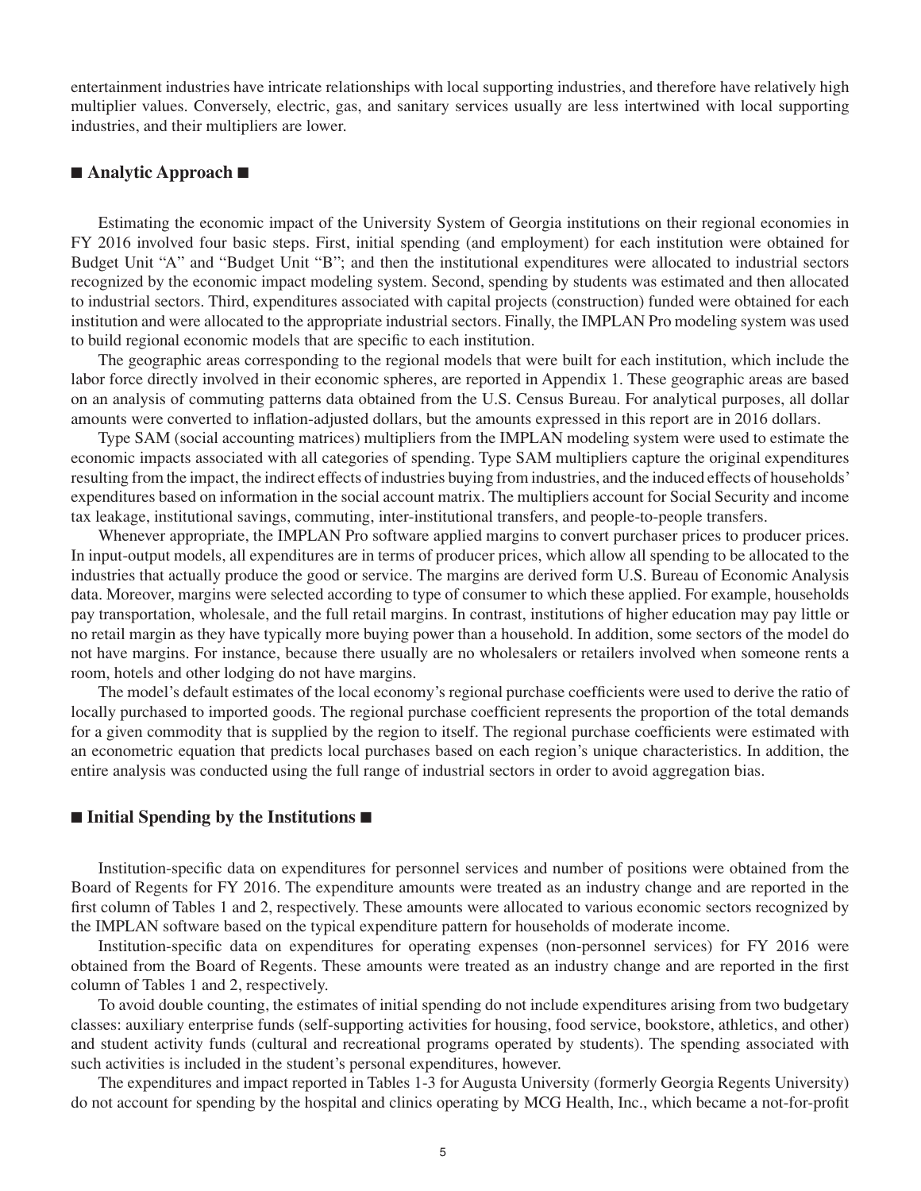entertainment industries have intricate relationships with local supporting industries, and therefore have relatively high multiplier values. Conversely, electric, gas, and sanitary services usually are less intertwined with local supporting industries, and their multipliers are lower.

## ■ Analytic Approach ■

Estimating the economic impact of the University System of Georgia institutions on their regional economies in FY 2016 involved four basic steps. First, initial spending (and employment) for each institution were obtained for Budget Unit "A" and "Budget Unit "B"; and then the institutional expenditures were allocated to industrial sectors recognized by the economic impact modeling system. Second, spending by students was estimated and then allocated to industrial sectors. Third, expenditures associated with capital projects (construction) funded were obtained for each institution and were allocated to the appropriate industrial sectors. Finally, the IMPLAN Pro modeling system was used to build regional economic models that are specific to each institution.

The geographic areas corresponding to the regional models that were built for each institution, which include the labor force directly involved in their economic spheres, are reported in Appendix 1. These geographic areas are based on an analysis of commuting patterns data obtained from the U.S. Census Bureau. For analytical purposes, all dollar amounts were converted to inflation-adjusted dollars, but the amounts expressed in this report are in 2016 dollars.

Type SAM (social accounting matrices) multipliers from the IMPLAN modeling system were used to estimate the economic impacts associated with all categories of spending. Type SAM multipliers capture the original expenditures resulting from the impact, the indirect effects of industries buying from industries, and the induced effects of households' expenditures based on information in the social account matrix. The multipliers account for Social Security and income tax leakage, institutional savings, commuting, inter-institutional transfers, and people-to-people transfers.

Whenever appropriate, the IMPLAN Pro software applied margins to convert purchaser prices to producer prices. In input-output models, all expenditures are in terms of producer prices, which allow all spending to be allocated to the industries that actually produce the good or service. The margins are derived form U.S. Bureau of Economic Analysis data. Moreover, margins were selected according to type of consumer to which these applied. For example, households pay transportation, wholesale, and the full retail margins. In contrast, institutions of higher education may pay little or no retail margin as they have typically more buying power than a household. In addition, some sectors of the model do not have margins. For instance, because there usually are no wholesalers or retailers involved when someone rents a room, hotels and other lodging do not have margins.

The model's default estimates of the local economy's regional purchase coefficients were used to derive the ratio of locally purchased to imported goods. The regional purchase coefficient represents the proportion of the total demands for a given commodity that is supplied by the region to itself. The regional purchase coefficients were estimated with an econometric equation that predicts local purchases based on each region's unique characteristics. In addition, the entire analysis was conducted using the full range of industrial sectors in order to avoid aggregation bias.

## ■ Initial Spending by the Institutions ■

Institution-specific data on expenditures for personnel services and number of positions were obtained from the Board of Regents for FY 2016. The expenditure amounts were treated as an industry change and are reported in the first column of Tables 1 and 2, respectively. These amounts were allocated to various economic sectors recognized by the IMPLAN software based on the typical expenditure pattern for households of moderate income.

Institution-specific data on expenditures for operating expenses (non-personnel services) for FY 2016 were obtained from the Board of Regents. These amounts were treated as an industry change and are reported in the first column of Tables 1 and 2, respectively.

To avoid double counting, the estimates of initial spending do not include expenditures arising from two budgetary classes: auxiliary enterprise funds (self-supporting activities for housing, food service, bookstore, athletics, and other) and student activity funds (cultural and recreational programs operated by students). The spending associated with such activities is included in the student's personal expenditures, however.

The expenditures and impact reported in Tables 1-3 for Augusta University (formerly Georgia Regents University) do not account for spending by the hospital and clinics operating by MCG Health, Inc., which became a not-for-profit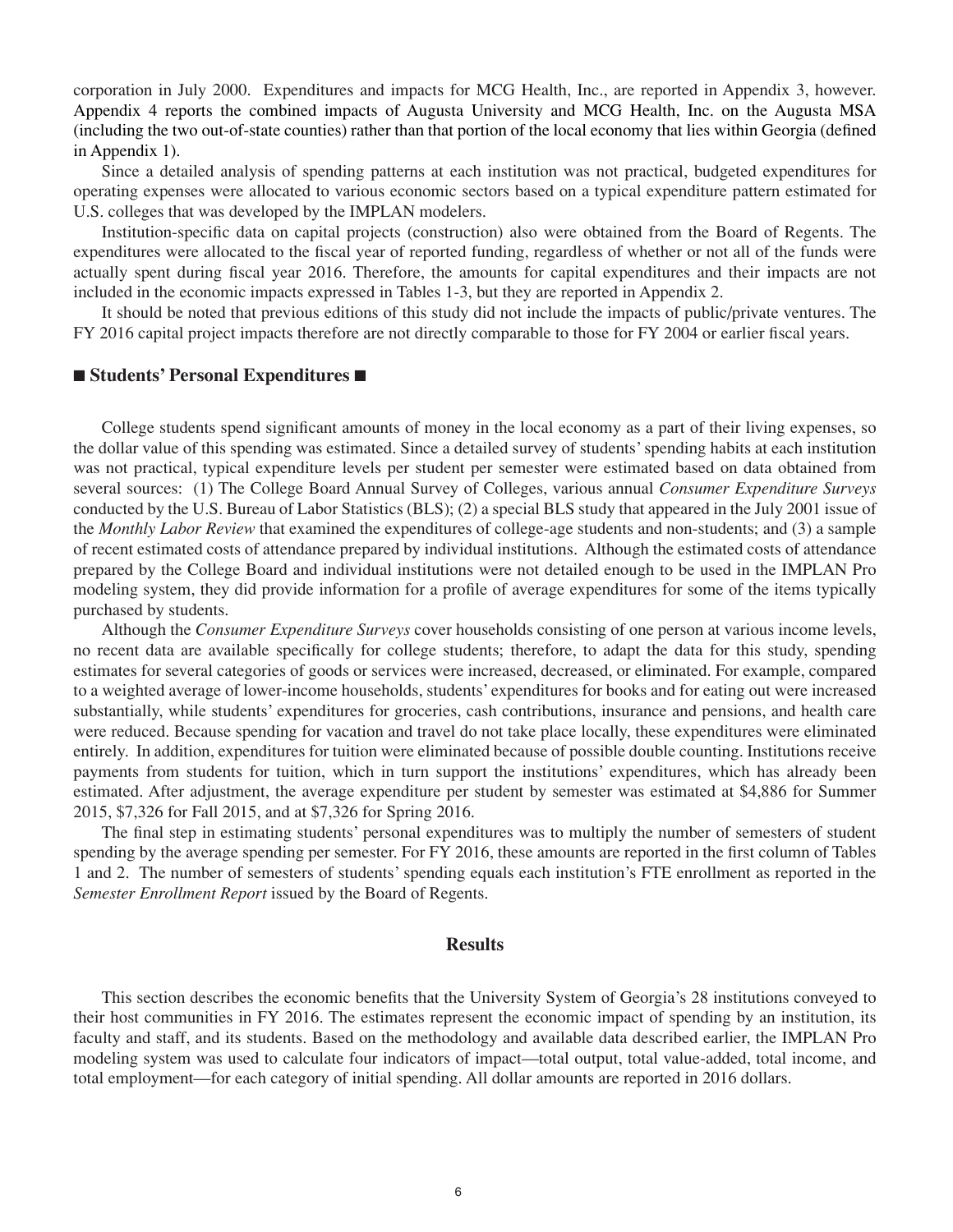corporation in July 2000. Expenditures and impacts for MCG Health, Inc., are reported in Appendix 3, however. Appendix 4 reports the combined impacts of Augusta University and MCG Health, Inc. on the Augusta MSA (including the two out-of-state counties) rather than that portion of the local economy that lies within Georgia (defined in Appendix 1).

Since a detailed analysis of spending patterns at each institution was not practical, budgeted expenditures for operating expenses were allocated to various economic sectors based on a typical expenditure pattern estimated for U.S. colleges that was developed by the IMPLAN modelers.

Institution-specific data on capital projects (construction) also were obtained from the Board of Regents. The expenditures were allocated to the fiscal year of reported funding, regardless of whether or not all of the funds were actually spent during fiscal year 2016. Therefore, the amounts for capital expenditures and their impacts are not included in the economic impacts expressed in Tables 1-3, but they are reported in Appendix 2.

It should be noted that previous editions of this study did not include the impacts of public/private ventures. The FY 2016 capital project impacts therefore are not directly comparable to those for FY 2004 or earlier fiscal years.

## ■ Students' Personal Expenditures ■

College students spend significant amounts of money in the local economy as a part of their living expenses, so the dollar value of this spending was estimated. Since a detailed survey of students' spending habits at each institution was not practical, typical expenditure levels per student per semester were estimated based on data obtained from several sources: (1) The College Board Annual Survey of Colleges, various annual *Consumer Expenditure Surveys* conducted by the U.S. Bureau of Labor Statistics (BLS); (2) a special BLS study that appeared in the July 2001 issue of the *Monthly Labor Review* that examined the expenditures of college-age students and non-students; and (3) a sample of recent estimated costs of attendance prepared by individual institutions. Although the estimated costs of attendance prepared by the College Board and individual institutions were not detailed enough to be used in the IMPLAN Pro modeling system, they did provide information for a profile of average expenditures for some of the items typically purchased by students.

Although the *Consumer Expenditure Surveys* cover households consisting of one person at various income levels, no recent data are available specifically for college students; therefore, to adapt the data for this study, spending estimates for several categories of goods or services were increased, decreased, or eliminated. For example, compared to a weighted average of lower-income households, students' expenditures for books and for eating out were increased substantially, while students' expenditures for groceries, cash contributions, insurance and pensions, and health care were reduced. Because spending for vacation and travel do not take place locally, these expenditures were eliminated entirely. In addition, expenditures for tuition were eliminated because of possible double counting. Institutions receive payments from students for tuition, which in turn support the institutions' expenditures, which has already been estimated. After adjustment, the average expenditure per student by semester was estimated at $4,886 for Summer 2015, $7,326 for Fall 2015, and at $7,326 for Spring 2016.

The final step in estimating students' personal expenditures was to multiply the number of semesters of student spending by the average spending per semester. For FY 2016, these amounts are reported in the first column of Tables 1 and 2. The number of semesters of students' spending equals each institution's FTE enrollment as reported in the *Semester Enrollment Report* issued by the Board of Regents.

# Results

This section describes the economic benefits that the University System of Georgia's 28 institutions conveyed to their host communities in FY 2016. The estimates represent the economic impact of spending by an institution, its faculty and staff, and its students. Based on the methodology and available data described earlier, the IMPLAN Pro modeling system was used to calculate four indicators of impact—total output, total value-added, total income, and total employment—for each category of initial spending. All dollar amounts are reported in 2016 dollars.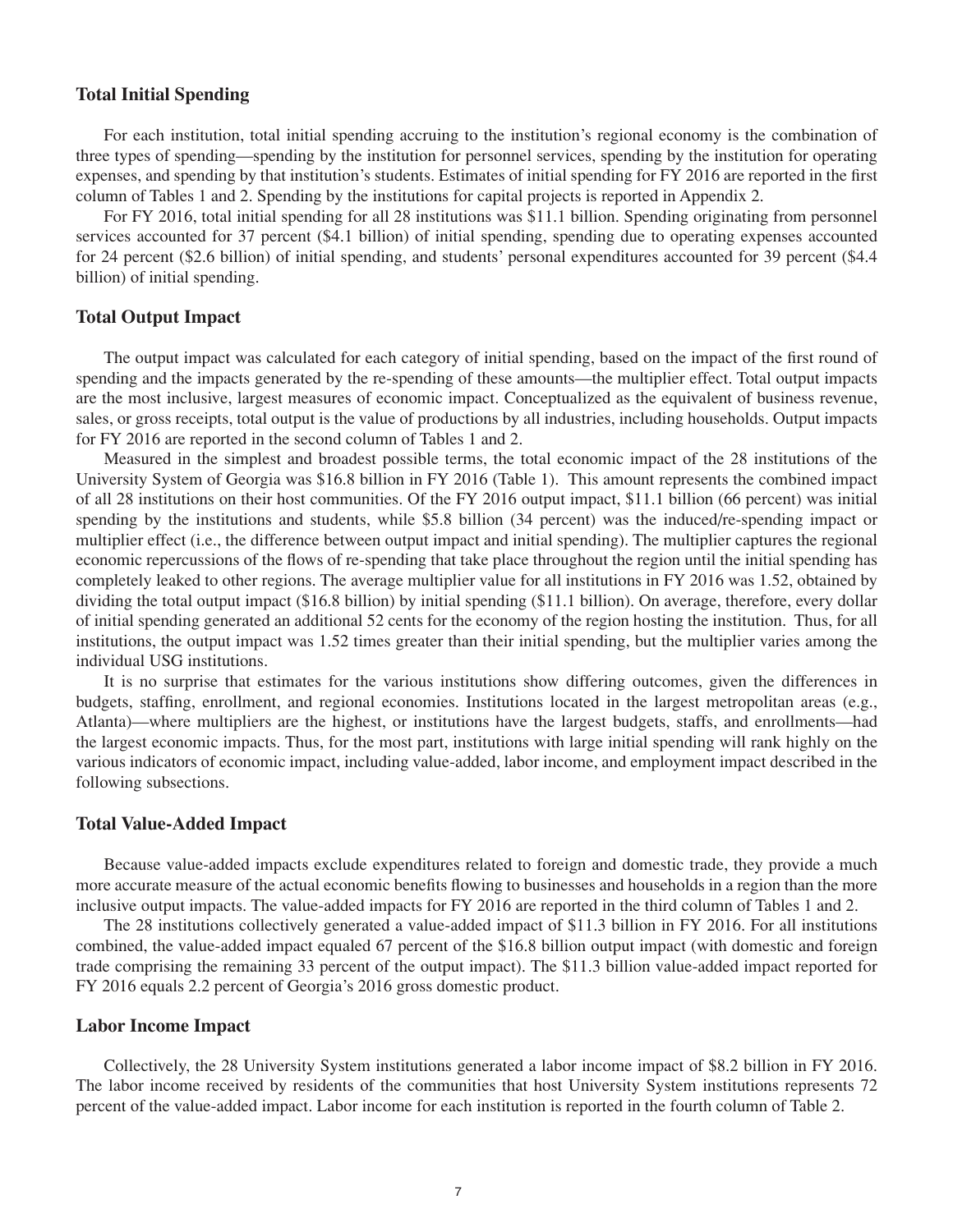### Total Initial Spending

For each institution, total initial spending accruing to the institution's regional economy is the combination of three types of spending—spending by the institution for personnel services, spending by the institution for operating expenses, and spending by that institution's students. Estimates of initial spending for FY 2016 are reported in the first column of Tables 1 and 2. Spending by the institutions for capital projects is reported in Appendix 2.

For FY 2016, total initial spending for all 28 institutions was $11.1 billion. Spending originating from personnel services accounted for 37 percent ($4.1 billion) of initial spending, spending due to operating expenses accounted for 24 percent ($2.6 billion) of initial spending, and students' personal expenditures accounted for 39 percent ($4.4 billion) of initial spending.

### Total Output Impact

The output impact was calculated for each category of initial spending, based on the impact of the first round of spending and the impacts generated by the re-spending of these amounts—the multiplier effect. Total output impacts are the most inclusive, largest measures of economic impact. Conceptualized as the equivalent of business revenue, sales, or gross receipts, total output is the value of productions by all industries, including households. Output impacts for FY 2016 are reported in the second column of Tables 1 and 2.

Measured in the simplest and broadest possible terms, the total economic impact of the 28 institutions of the University System of Georgia was $16.8 billion in FY 2016 (Table 1). This amount represents the combined impact of all 28 institutions on their host communities. Of the FY 2016 output impact, $11.1 billion (66 percent) was initial spending by the institutions and students, while $5.8 billion (34 percent) was the induced/re-spending impact or multiplier effect (i.e., the difference between output impact and initial spending). The multiplier captures the regional economic repercussions of the flows of re-spending that take place throughout the region until the initial spending has completely leaked to other regions. The average multiplier value for all institutions in FY 2016 was 1.52, obtained by dividing the total output impact ($16.8 billion) by initial spending ($11.1 billion). On average, therefore, every dollar of initial spending generated an additional 52 cents for the economy of the region hosting the institution. Thus, for all institutions, the output impact was 1.52 times greater than their initial spending, but the multiplier varies among the individual USG institutions.

It is no surprise that estimates for the various institutions show differing outcomes, given the differences in budgets, staffing, enrollment, and regional economies. Institutions located in the largest metropolitan areas (e.g., Atlanta)—where multipliers are the highest, or institutions have the largest budgets, staffs, and enrollments—had the largest economic impacts. Thus, for the most part, institutions with large initial spending will rank highly on the various indicators of economic impact, including value-added, labor income, and employment impact described in the following subsections.

### Total Value-Added Impact

Because value-added impacts exclude expenditures related to foreign and domestic trade, they provide a much more accurate measure of the actual economic benefits flowing to businesses and households in a region than the more inclusive output impacts. The value-added impacts for FY 2016 are reported in the third column of Tables 1 and 2.

The 28 institutions collectively generated a value-added impact of $11.3 billion in FY 2016. For all institutions combined, the value-added impact equaled 67 percent of the $16.8 billion output impact (with domestic and foreign trade comprising the remaining 33 percent of the output impact). The $11.3 billion value-added impact reported for FY 2016 equals 2.2 percent of Georgia's 2016 gross domestic product.

### Labor Income Impact

Collectively, the 28 University System institutions generated a labor income impact of $8.2 billion in FY 2016. The labor income received by residents of the communities that host University System institutions represents 72 percent of the value-added impact. Labor income for each institution is reported in the fourth column of Table 2.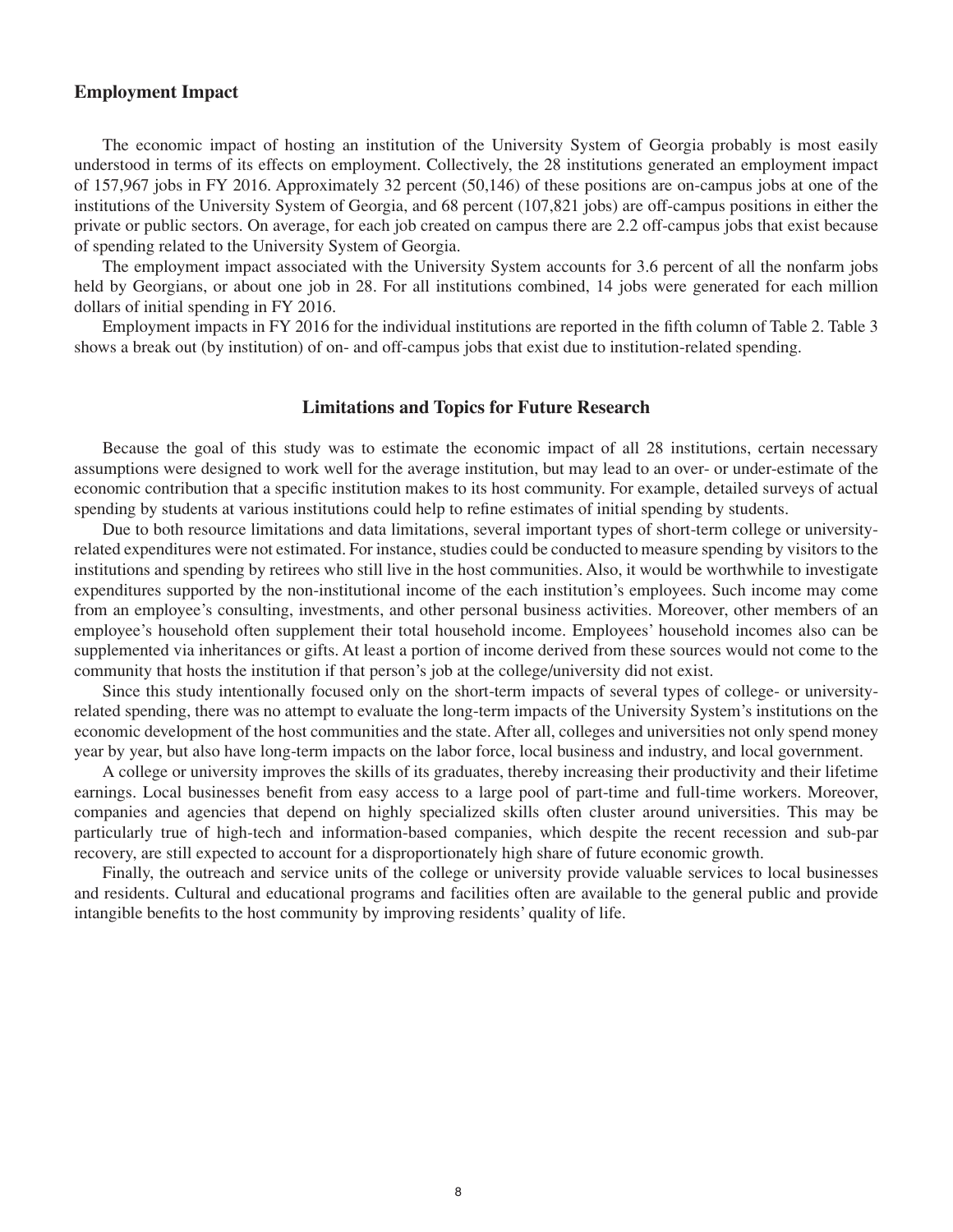## Employment Impact

The economic impact of hosting an institution of the University System of Georgia probably is most easily understood in terms of its effects on employment. Collectively, the 28 institutions generated an employment impact of 157,967 jobs in FY 2016. Approximately 32 percent (50,146) of these positions are on-campus jobs at one of the institutions of the University System of Georgia, and 68 percent (107,821 jobs) are off-campus positions in either the private or public sectors. On average, for each job created on campus there are 2.2 off-campus jobs that exist because of spending related to the University System of Georgia.

The employment impact associated with the University System accounts for 3.6 percent of all the nonfarm jobs held by Georgians, or about one job in 28. For all institutions combined, 14 jobs were generated for each million dollars of initial spending in FY 2016.

Employment impacts in FY 2016 for the individual institutions are reported in the fifth column of Table 2. Table 3 shows a break out (by institution) of on- and off-campus jobs that exist due to institution-related spending.

## Limitations and Topics for Future Research

Because the goal of this study was to estimate the economic impact of all 28 institutions, certain necessary assumptions were designed to work well for the average institution, but may lead to an over- or under-estimate of the economic contribution that a specific institution makes to its host community. For example, detailed surveys of actual spending by students at various institutions could help to refine estimates of initial spending by students.

Due to both resource limitations and data limitations, several important types of short-term college or university-related expenditures were not estimated. For instance, studies could be conducted to measure spending by visitors to the institutions and spending by retirees who still live in the host communities. Also, it would be worthwhile to investigate expenditures supported by the non-institutional income of the each institution's employees. Such income may come from an employee's consulting, investments, and other personal business activities. Moreover, other members of an employee's household often supplement their total household income. Employees' household incomes also can be supplemented via inheritances or gifts. At least a portion of income derived from these sources would not come to the community that hosts the institution if that person's job at the college/university did not exist.

Since this study intentionally focused only on the short-term impacts of several types of college- or university-related spending, there was no attempt to evaluate the long-term impacts of the University System's institutions on the economic development of the host communities and the state. After all, colleges and universities not only spend money year by year, but also have long-term impacts on the labor force, local business and industry, and local government.

A college or university improves the skills of its graduates, thereby increasing their productivity and their lifetime earnings. Local businesses benefit from easy access to a large pool of part-time and full-time workers. Moreover, companies and agencies that depend on highly specialized skills often cluster around universities. This may be particularly true of high-tech and information-based companies, which despite the recent recession and sub-par recovery, are still expected to account for a disproportionately high share of future economic growth.

Finally, the outreach and service units of the college or university provide valuable services to local businesses and residents. Cultural and educational programs and facilities often are available to the general public and provide intangible benefits to the host community by improving residents' quality of life.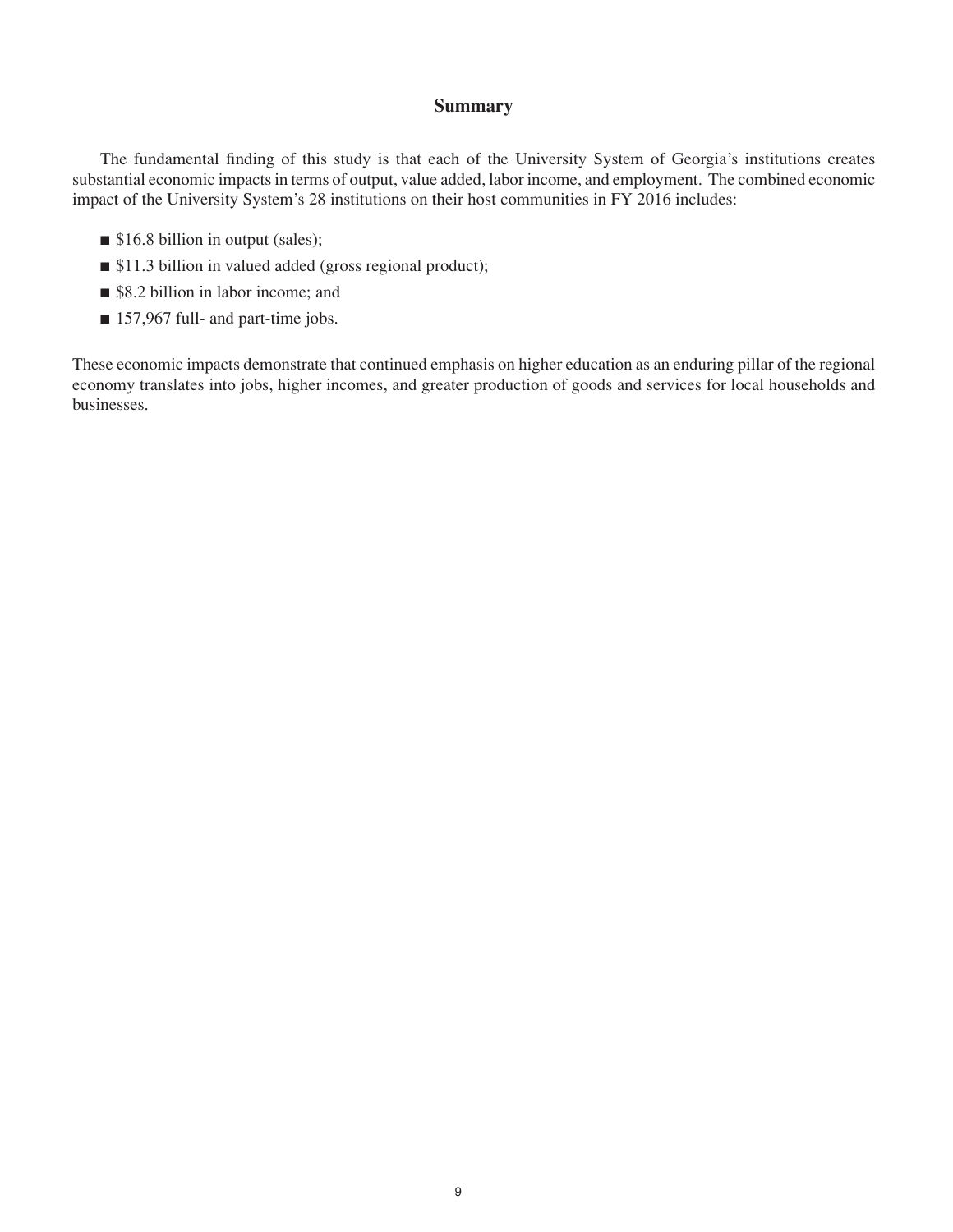## Summary

The fundamental finding of this study is that each of the University System of Georgia's institutions creates substantial economic impacts in terms of output, value added, labor income, and employment. The combined economic impact of the University System's 28 institutions on their host communities in FY 2016 includes:

- $16.8 billion in output (sales);
- $11.3 billion in valued added (gross regional product);
- $8.2 billion in labor income; and
- 157,967 full- and part-time jobs.

These economic impacts demonstrate that continued emphasis on higher education as an enduring pillar of the regional economy translates into jobs, higher incomes, and greater production of goods and services for local households and businesses.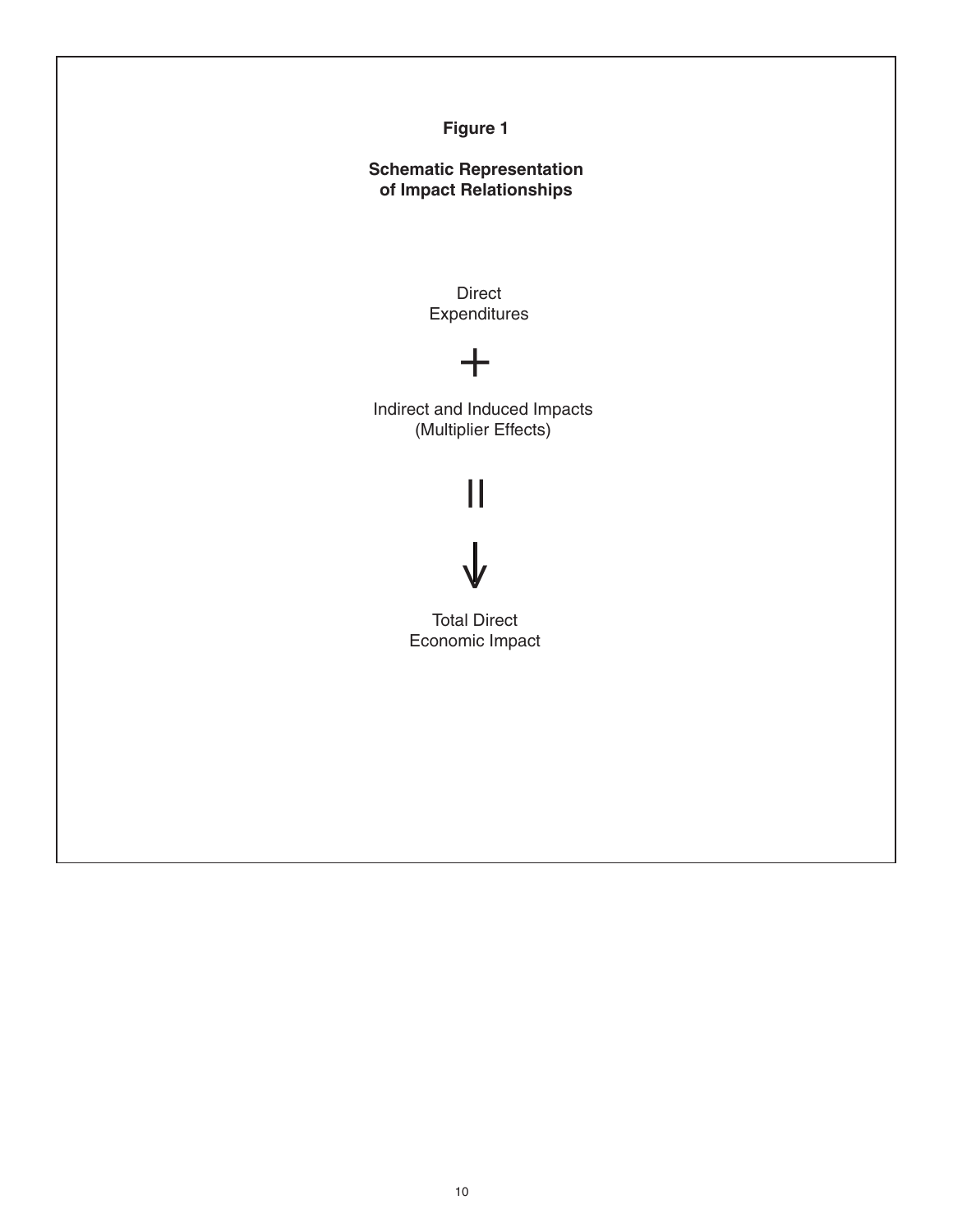**Figure 1**

**Schematic Representation of Impact Relationships**

Direct Expenditures

+

Indirect and Induced Impacts (Multiplier Effects)

=

↓

Total Direct Economic Impact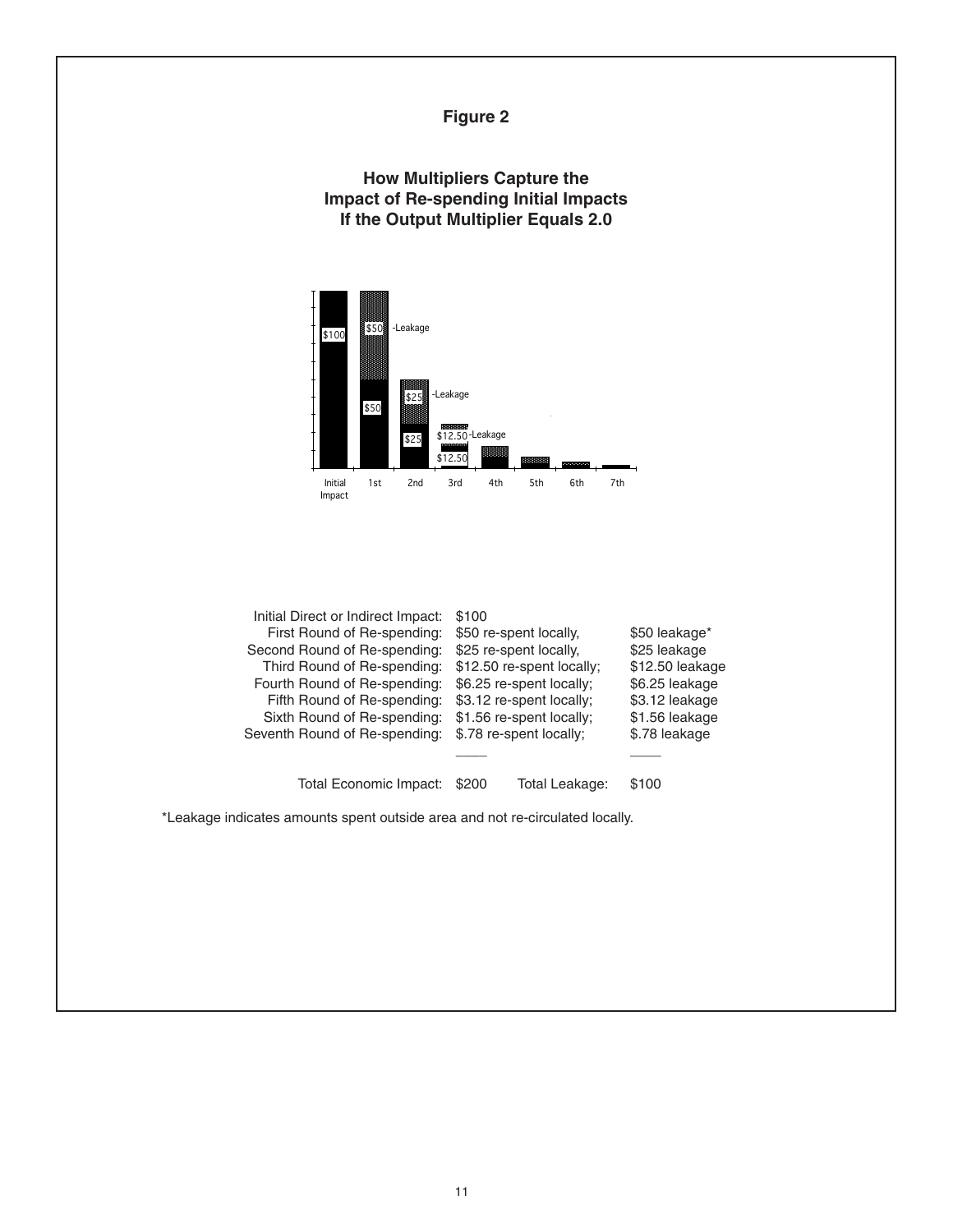**Figure 2**

**How Multipliers Capture the Impact of Re-spending Initial Impacts If the Output Multiplier Equals 2.0**

| | | |
|---|---|---|
| Initial Direct or Indirect Impact: | $100 | |
| First Round of Re-spending: | $50 re-spent locally, | $50 leakage* |
| Second Round of Re-spending: | $25 re-spent locally, | $25 leakage |
| Third Round of Re-spending: | $12.50 re-spent locally; | $12.50 leakage |
| Fourth Round of Re-spending: | $6.25 re-spent locally; | $6.25 leakage |
| Fifth Round of Re-spending: | $3.12 re-spent locally; | $3.12 leakage |
| Sixth Round of Re-spending: | $1.56 re-spent locally; | $1.56 leakage |
| Seventh Round of Re-spending: | $.78 re-spent locally; | $.78 leakage |
| Total Economic Impact: | $200 Total Leakage: | $100 |

*Leakage indicates amounts spent outside area and not re-circulated locally.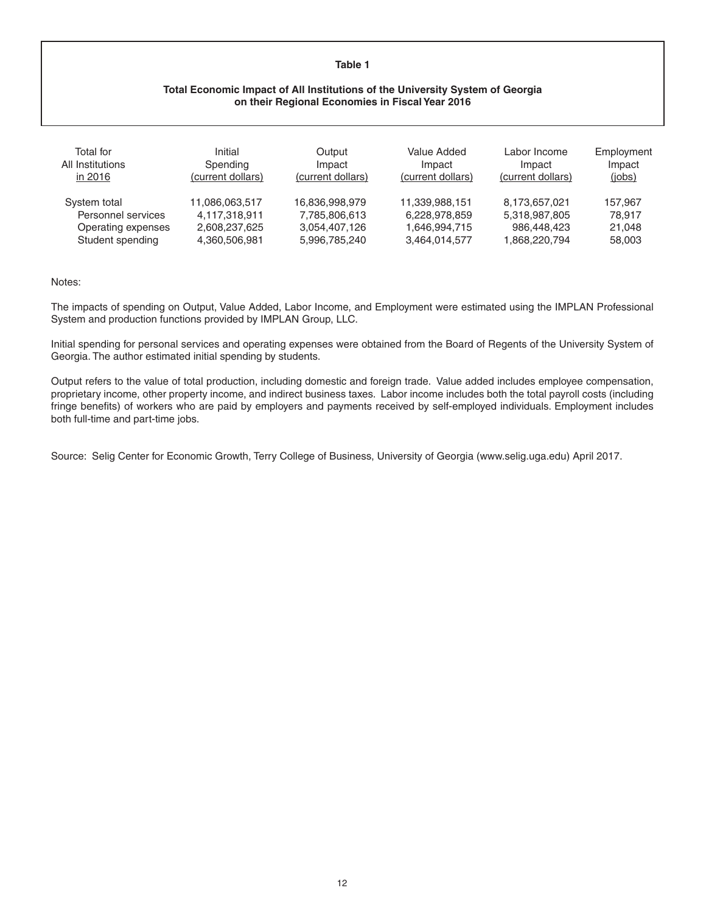**Table 1**

**Total Economic Impact of All Institutions of the University System of Georgia on their Regional Economies in Fiscal Year 2016**

| Total for All Institutions in 2016 | Initial Spending (current dollars) | Output Impact (current dollars) | Value Added Impact (current dollars) | Labor Income Impact (current dollars) | Employment Impact (jobs) |
|---|---|---|---|---|---|
| System total | 11,086,063,517 | 16,836,998,979 | 11,339,988,151 | 8,173,657,021 | 157,967 |
| Personnel services | 4,117,318,911 | 7,785,806,613 | 6,228,978,859 | 5,318,987,805 | 78,917 |
| Operating expenses | 2,608,237,625 | 3,054,407,126 | 1,646,994,715 | 986,448,423 | 21,048 |
| Student spending | 4,360,506,981 | 5,996,785,240 | 3,464,014,577 | 1,868,220,794 | 58,003 |

Notes:

The impacts of spending on Output, Value Added, Labor Income, and Employment were estimated using the IMPLAN Professional System and production functions provided by IMPLAN Group, LLC.

Initial spending for personal services and operating expenses were obtained from the Board of Regents of the University System of Georgia. The author estimated initial spending by students.

Output refers to the value of total production, including domestic and foreign trade. Value added includes employee compensation, proprietary income, other property income, and indirect business taxes. Labor income includes both the total payroll costs (including fringe benefits) of workers who are paid by employers and payments received by self-employed individuals. Employment includes both full-time and part-time jobs.

Source: Selig Center for Economic Growth, Terry College of Business, University of Georgia (www.selig.uga.edu) April 2017.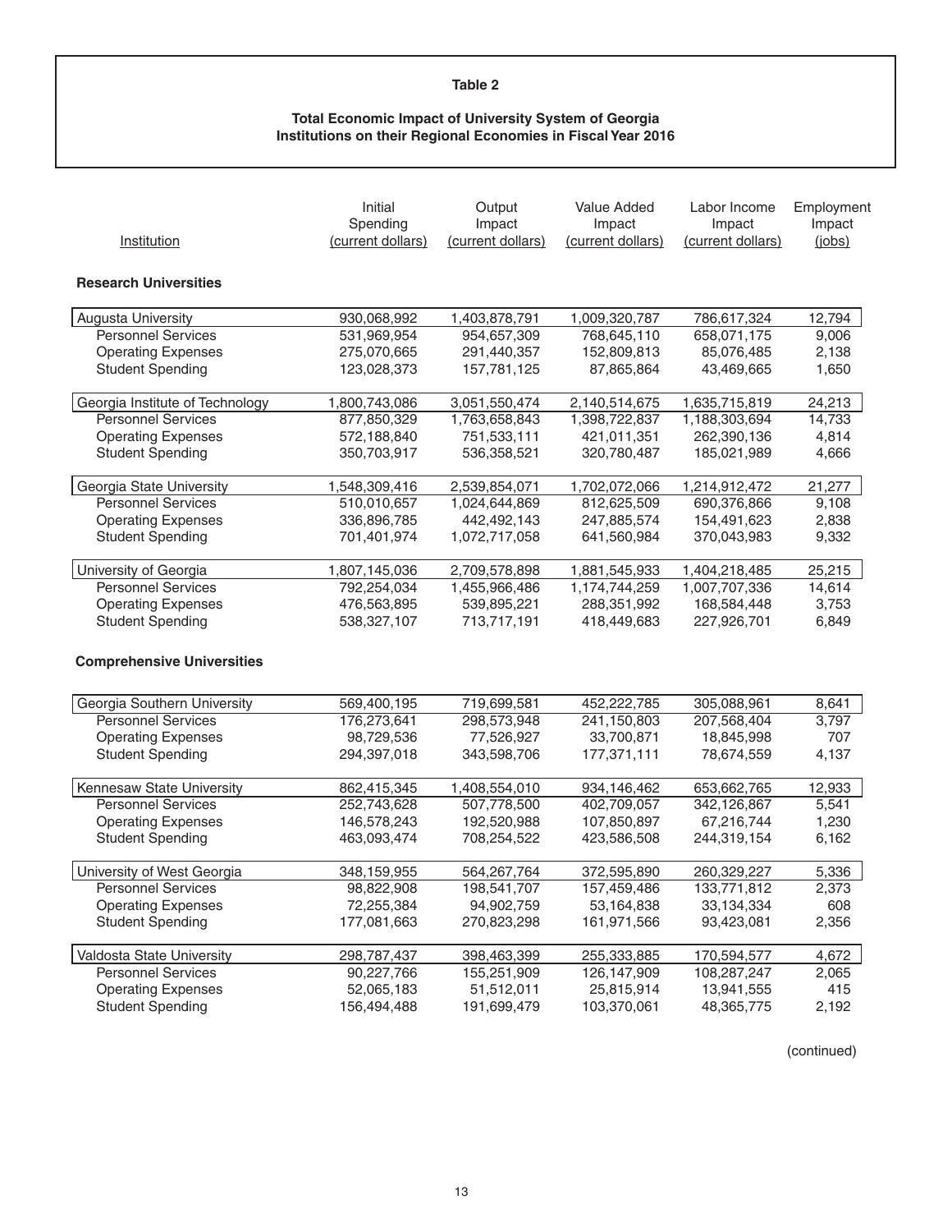**Table 2**

**Total Economic Impact of University System of Georgia Institutions on their Regional Economies in Fiscal Year 2016**

| Institution | Initial Spending (current dollars) | Output Impact (current dollars) | Value Added Impact (current dollars) | Labor Income Impact (current dollars) | Employment Impact (jobs) |
|---|---|---|---|---|---|
| **Research Universities** | | | | | |
| Augusta University | 930,068,992 | 1,403,878,791 | 1,009,320,787 | 786,617,324 | 12,794 |
| Personnel Services | 531,969,954 | 954,657,309 | 768,645,110 | 658,071,175 | 9,006 |
| Operating Expenses | 275,070,665 | 291,440,357 | 152,809,813 | 85,076,485 | 2,138 |
| Student Spending | 123,028,373 | 157,781,125 | 87,865,864 | 43,469,665 | 1,650 |
| Georgia Institute of Technology | 1,800,743,086 | 3,051,550,474 | 2,140,514,675 | 1,635,715,819 | 24,213 |
| Personnel Services | 877,850,329 | 1,763,658,843 | 1,398,722,837 | 1,188,303,694 | 14,733 |
| Operating Expenses | 572,188,840 | 751,533,111 | 421,011,351 | 262,390,136 | 4,814 |
| Student Spending | 350,703,917 | 536,358,521 | 320,780,487 | 185,021,989 | 4,666 |
| Georgia State University | 1,548,309,416 | 2,539,854,071 | 1,702,072,066 | 1,214,912,472 | 21,277 |
| Personnel Services | 510,010,657 | 1,024,644,869 | 812,625,509 | 690,376,866 | 9,108 |
| Operating Expenses | 336,896,785 | 442,492,143 | 247,885,574 | 154,491,623 | 2,838 |
| Student Spending | 701,401,974 | 1,072,717,058 | 641,560,984 | 370,043,983 | 9,332 |
| University of Georgia | 1,807,145,036 | 2,709,578,898 | 1,881,545,933 | 1,404,218,485 | 25,215 |
| Personnel Services | 792,254,034 | 1,455,966,486 | 1,174,744,259 | 1,007,707,336 | 14,614 |
| Operating Expenses | 476,563,895 | 539,895,221 | 288,351,992 | 168,584,448 | 3,753 |
| Student Spending | 538,327,107 | 713,717,191 | 418,449,683 | 227,926,701 | 6,849 |
| **Comprehensive Universities** | | | | | |
| Georgia Southern University | 569,400,195 | 719,699,581 | 452,222,785 | 305,088,961 | 8,641 |
| Personnel Services | 176,273,641 | 298,573,948 | 241,150,803 | 207,568,404 | 3,797 |
| Operating Expenses | 98,729,536 | 77,526,927 | 33,700,871 | 18,845,998 | 707 |
| Student Spending | 294,397,018 | 343,598,706 | 177,371,111 | 78,674,559 | 4,137 |
| Kennesaw State University | 862,415,345 | 1,408,554,010 | 934,146,462 | 653,662,765 | 12,933 |
| Personnel Services | 252,743,628 | 507,778,500 | 402,709,057 | 342,126,867 | 5,541 |
| Operating Expenses | 146,578,243 | 192,520,988 | 107,850,897 | 67,216,744 | 1,230 |
| Student Spending | 463,093,474 | 708,254,522 | 423,586,508 | 244,319,154 | 6,162 |
| University of West Georgia | 348,159,955 | 564,267,764 | 372,595,890 | 260,329,227 | 5,336 |
| Personnel Services | 98,822,908 | 198,541,707 | 157,459,486 | 133,771,812 | 2,373 |
| Operating Expenses | 72,255,384 | 94,902,759 | 53,164,838 | 33,134,334 | 608 |
| Student Spending | 177,081,663 | 270,823,298 | 161,971,566 | 93,423,081 | 2,356 |
| Valdosta State University | 298,787,437 | 398,463,399 | 255,333,885 | 170,594,577 | 4,672 |
| Personnel Services | 90,227,766 | 155,251,909 | 126,147,909 | 108,287,247 | 2,065 |
| Operating Expenses | 52,065,183 | 51,512,011 | 25,815,914 | 13,941,555 | 415 |
| Student Spending | 156,494,488 | 191,699,479 | 103,370,061 | 48,365,775 | 2,192 |

(continued)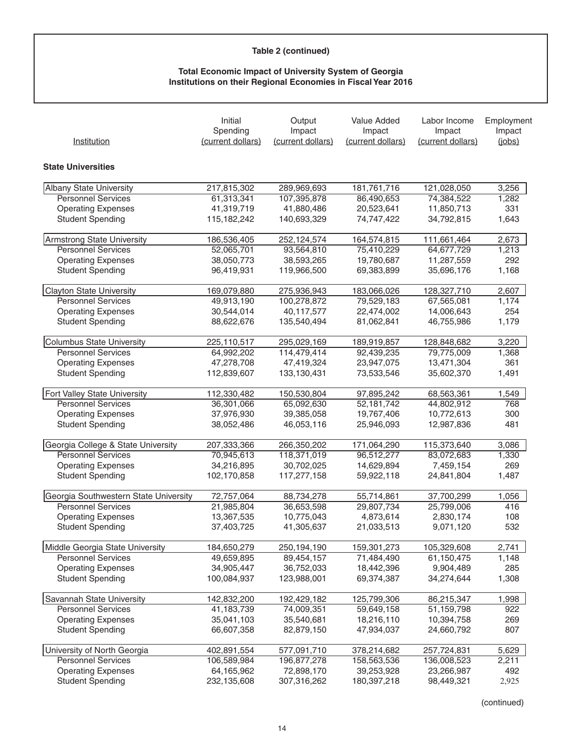**Table 2 (continued)**

**Total Economic Impact of University System of Georgia Institutions on their Regional Economies in Fiscal Year 2016**

| Institution | Initial Spending (current dollars) | Output Impact (current dollars) | Value Added Impact (current dollars) | Labor Income Impact (current dollars) | Employment Impact (jobs) |
|---|---|---|---|---|---|
| **State Universities** | | | | | |
| Albany State University | 217,815,302 | 289,969,693 | 181,761,716 | 121,028,050 | 3,256 |
| Personnel Services | 61,313,341 | 107,395,878 | 86,490,653 | 74,384,522 | 1,282 |
| Operating Expenses | 41,319,719 | 41,880,486 | 20,523,641 | 11,850,713 | 331 |
| Student Spending | 115,182,242 | 140,693,329 | 74,747,422 | 34,792,815 | 1,643 |
| Armstrong State University | 186,536,405 | 252,124,574 | 164,574,815 | 111,661,464 | 2,673 |
| Personnel Services | 52,065,701 | 93,564,810 | 75,410,229 | 64,677,729 | 1,213 |
| Operating Expenses | 38,050,773 | 38,593,265 | 19,780,687 | 11,287,559 | 292 |
| Student Spending | 96,419,931 | 119,966,500 | 69,383,899 | 35,696,176 | 1,168 |
| Clayton State University | 169,079,880 | 275,936,943 | 183,066,026 | 128,327,710 | 2,607 |
| Personnel Services | 49,913,190 | 100,278,872 | 79,529,183 | 67,565,081 | 1,174 |
| Operating Expenses | 30,544,014 | 40,117,577 | 22,474,002 | 14,006,643 | 254 |
| Student Spending | 88,622,676 | 135,540,494 | 81,062,841 | 46,755,986 | 1,179 |
| Columbus State University | 225,110,517 | 295,029,169 | 189,919,857 | 128,848,682 | 3,220 |
| Personnel Services | 64,992,202 | 114,479,414 | 92,439,235 | 79,775,009 | 1,368 |
| Operating Expenses | 47,278,708 | 47,419,324 | 23,947,075 | 13,471,304 | 361 |
| Student Spending | 112,839,607 | 133,130,431 | 73,533,546 | 35,602,370 | 1,491 |
| Fort Valley State University | 112,330,482 | 150,530,804 | 97,895,242 | 68,563,361 | 1,549 |
| Personnel Services | 36,301,066 | 65,092,630 | 52,181,742 | 44,802,912 | 768 |
| Operating Expenses | 37,976,930 | 39,385,058 | 19,767,406 | 10,772,613 | 300 |
| Student Spending | 38,052,486 | 46,053,116 | 25,946,093 | 12,987,836 | 481 |
| Georgia College & State University | 207,333,366 | 266,350,202 | 171,064,290 | 115,373,640 | 3,086 |
| Personnel Services | 70,945,613 | 118,371,019 | 96,512,277 | 83,072,683 | 1,330 |
| Operating Expenses | 34,216,895 | 30,702,025 | 14,629,894 | 7,459,154 | 269 |
| Student Spending | 102,170,858 | 117,277,158 | 59,922,118 | 24,841,804 | 1,487 |
| Georgia Southwestern State University | 72,757,064 | 88,734,278 | 55,714,861 | 37,700,299 | 1,056 |
| Personnel Services | 21,985,804 | 36,653,598 | 29,807,734 | 25,799,006 | 416 |
| Operating Expenses | 13,367,535 | 10,775,043 | 4,873,614 | 2,830,174 | 108 |
| Student Spending | 37,403,725 | 41,305,637 | 21,033,513 | 9,071,120 | 532 |
| Middle Georgia State University | 184,650,279 | 250,194,190 | 159,301,273 | 105,329,608 | 2,741 |
| Personnel Services | 49,659,895 | 89,454,157 | 71,484,490 | 61,150,475 | 1,148 |
| Operating Expenses | 34,905,447 | 36,752,033 | 18,442,396 | 9,904,489 | 285 |
| Student Spending | 100,084,937 | 123,988,001 | 69,374,387 | 34,274,644 | 1,308 |
| Savannah State University | 142,832,200 | 192,429,182 | 125,799,306 | 86,215,347 | 1,998 |
| Personnel Services | 41,183,739 | 74,009,351 | 59,649,158 | 51,159,798 | 922 |
| Operating Expenses | 35,041,103 | 35,540,681 | 18,216,110 | 10,394,758 | 269 |
| Student Spending | 66,607,358 | 82,879,150 | 47,934,037 | 24,660,792 | 807 |
| University of North Georgia | 402,891,554 | 577,091,710 | 378,214,682 | 257,724,831 | 5,629 |
| Personnel Services | 106,589,984 | 196,877,278 | 158,563,536 | 136,008,523 | 2,211 |
| Operating Expenses | 64,165,962 | 72,898,170 | 39,253,928 | 23,266,987 | 492 |
| Student Spending | 232,135,608 | 307,316,262 | 180,397,218 | 98,449,321 | 2,925 |

(continued)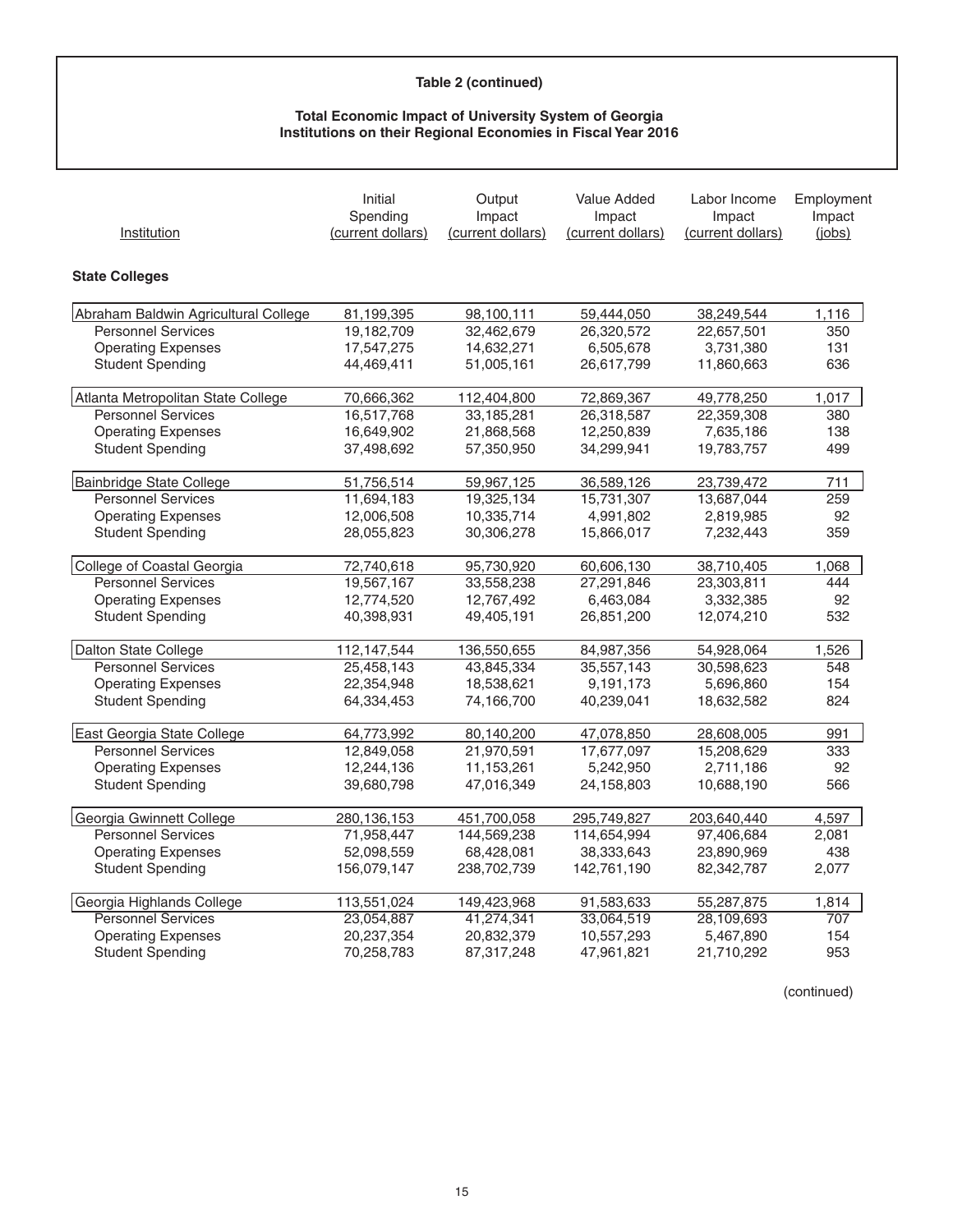**Table 2 (continued)**

**Total Economic Impact of University System of Georgia Institutions on their Regional Economies in Fiscal Year 2016**

| Institution | Initial Spending (current dollars) | Output Impact (current dollars) | Value Added Impact (current dollars) | Labor Income Impact (current dollars) | Employment Impact (jobs) |
|---|---|---|---|---|---|
| **State Colleges** | | | | | |
| Abraham Baldwin Agricultural College | 81,199,395 | 98,100,111 | 59,444,050 | 38,249,544 | 1,116 |
| Personnel Services | 19,182,709 | 32,462,679 | 26,320,572 | 22,657,501 | 350 |
| Operating Expenses | 17,547,275 | 14,632,271 | 6,505,678 | 3,731,380 | 131 |
| Student Spending | 44,469,411 | 51,005,161 | 26,617,799 | 11,860,663 | 636 |
| Atlanta Metropolitan State College | 70,666,362 | 112,404,800 | 72,869,367 | 49,778,250 | 1,017 |
| Personnel Services | 16,517,768 | 33,185,281 | 26,318,587 | 22,359,308 | 380 |
| Operating Expenses | 16,649,902 | 21,868,568 | 12,250,839 | 7,635,186 | 138 |
| Student Spending | 37,498,692 | 57,350,950 | 34,299,941 | 19,783,757 | 499 |
| Bainbridge State College | 51,756,514 | 59,967,125 | 36,589,126 | 23,739,472 | 711 |
| Personnel Services | 11,694,183 | 19,325,134 | 15,731,307 | 13,687,044 | 259 |
| Operating Expenses | 12,006,508 | 10,335,714 | 4,991,802 | 2,819,985 | 92 |
| Student Spending | 28,055,823 | 30,306,278 | 15,866,017 | 7,232,443 | 359 |
| College of Coastal Georgia | 72,740,618 | 95,730,920 | 60,606,130 | 38,710,405 | 1,068 |
| Personnel Services | 19,567,167 | 33,558,238 | 27,291,846 | 23,303,811 | 444 |
| Operating Expenses | 12,774,520 | 12,767,492 | 6,463,084 | 3,332,385 | 92 |
| Student Spending | 40,398,931 | 49,405,191 | 26,851,200 | 12,074,210 | 532 |
| Dalton State College | 112,147,544 | 136,550,655 | 84,987,356 | 54,928,064 | 1,526 |
| Personnel Services | 25,458,143 | 43,845,334 | 35,557,143 | 30,598,623 | 548 |
| Operating Expenses | 22,354,948 | 18,538,621 | 9,191,173 | 5,696,860 | 154 |
| Student Spending | 64,334,453 | 74,166,700 | 40,239,041 | 18,632,582 | 824 |
| East Georgia State College | 64,773,992 | 80,140,200 | 47,078,850 | 28,608,005 | 991 |
| Personnel Services | 12,849,058 | 21,970,591 | 17,677,097 | 15,208,629 | 333 |
| Operating Expenses | 12,244,136 | 11,153,261 | 5,242,950 | 2,711,186 | 92 |
| Student Spending | 39,680,798 | 47,016,349 | 24,158,803 | 10,688,190 | 566 |
| Georgia Gwinnett College | 280,136,153 | 451,700,058 | 295,749,827 | 203,640,440 | 4,597 |
| Personnel Services | 71,958,447 | 144,569,238 | 114,654,994 | 97,406,684 | 2,081 |
| Operating Expenses | 52,098,559 | 68,428,081 | 38,333,643 | 23,890,969 | 438 |
| Student Spending | 156,079,147 | 238,702,739 | 142,761,190 | 82,342,787 | 2,077 |
| Georgia Highlands College | 113,551,024 | 149,423,968 | 91,583,633 | 55,287,875 | 1,814 |
| Personnel Services | 23,054,887 | 41,274,341 | 33,064,519 | 28,109,693 | 707 |
| Operating Expenses | 20,237,354 | 20,832,379 | 10,557,293 | 5,467,890 | 154 |
| Student Spending | 70,258,783 | 87,317,248 | 47,961,821 | 21,710,292 | 953 |

(continued)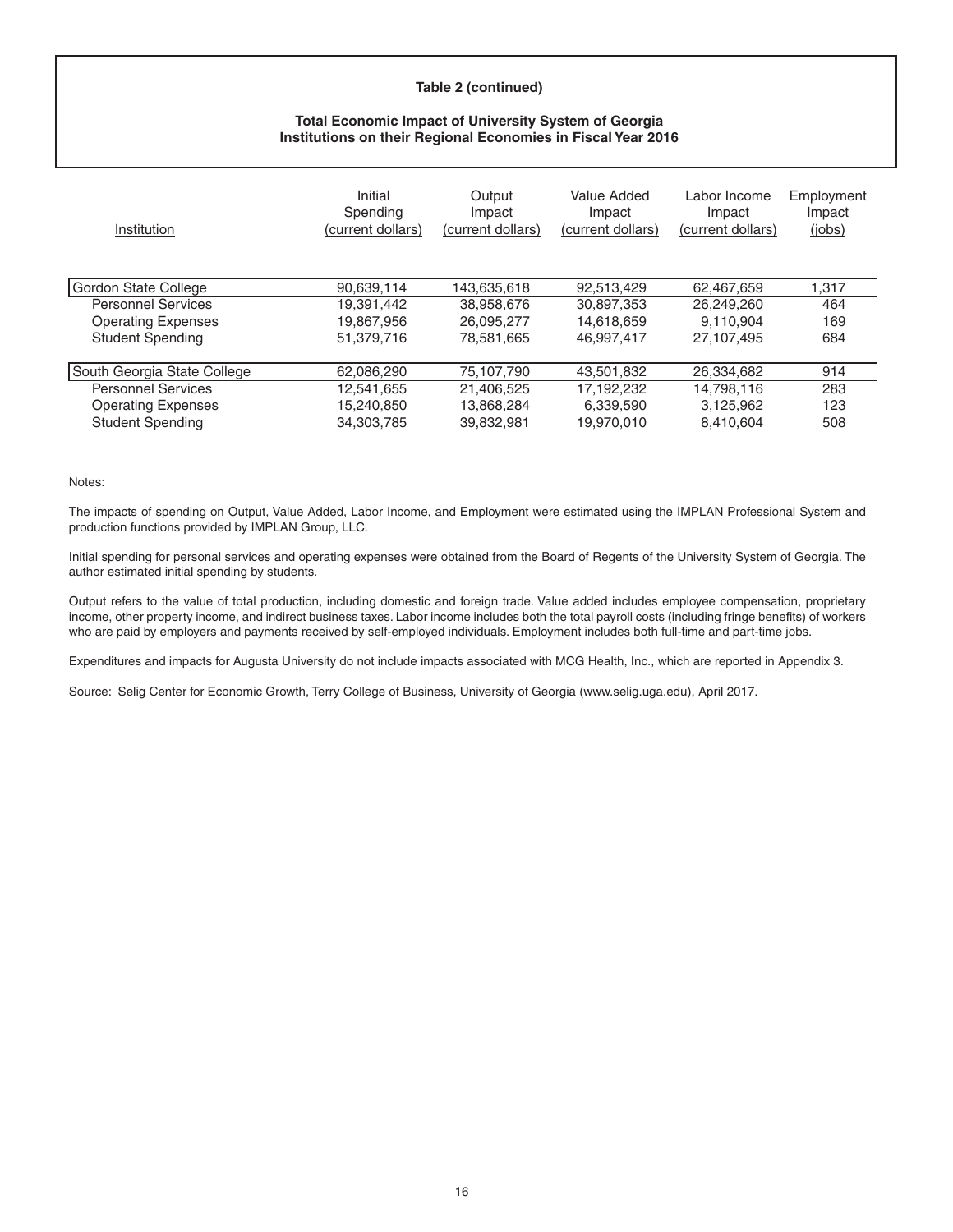## Table 2 (continued)

### Total Economic Impact of University System of Georgia Institutions on their Regional Economies in Fiscal Year 2016

| Institution | Initial Spending (current dollars) | Output Impact (current dollars) | Value Added Impact (current dollars) | Labor Income Impact (current dollars) | Employment Impact (jobs) |
|---|---|---|---|---|---|
| Gordon State College | 90,639,114 | 143,635,618 | 92,513,429 | 62,467,659 | 1,317 |
| Personnel Services | 19,391,442 | 38,958,676 | 30,897,353 | 26,249,260 | 464 |
| Operating Expenses | 19,867,956 | 26,095,277 | 14,618,659 | 9,110,904 | 169 |
| Student Spending | 51,379,716 | 78,581,665 | 46,997,417 | 27,107,495 | 684 |
| South Georgia State College | 62,086,290 | 75,107,790 | 43,501,832 | 26,334,682 | 914 |
| Personnel Services | 12,541,655 | 21,406,525 | 17,192,232 | 14,798,116 | 283 |
| Operating Expenses | 15,240,850 | 13,868,284 | 6,339,590 | 3,125,962 | 123 |
| Student Spending | 34,303,785 | 39,832,981 | 19,970,010 | 8,410,604 | 508 |

Notes:

The impacts of spending on Output, Value Added, Labor Income, and Employment were estimated using the IMPLAN Professional System and production functions provided by IMPLAN Group, LLC.

Initial spending for personal services and operating expenses were obtained from the Board of Regents of the University System of Georgia. The author estimated initial spending by students.

Output refers to the value of total production, including domestic and foreign trade. Value added includes employee compensation, proprietary income, other property income, and indirect business taxes. Labor income includes both the total payroll costs (including fringe benefits) of workers who are paid by employers and payments received by self-employed individuals. Employment includes both full-time and part-time jobs.

Expenditures and impacts for Augusta University do not include impacts associated with MCG Health, Inc., which are reported in Appendix 3.

Source: Selig Center for Economic Growth, Terry College of Business, University of Georgia (www.selig.uga.edu), April 2017.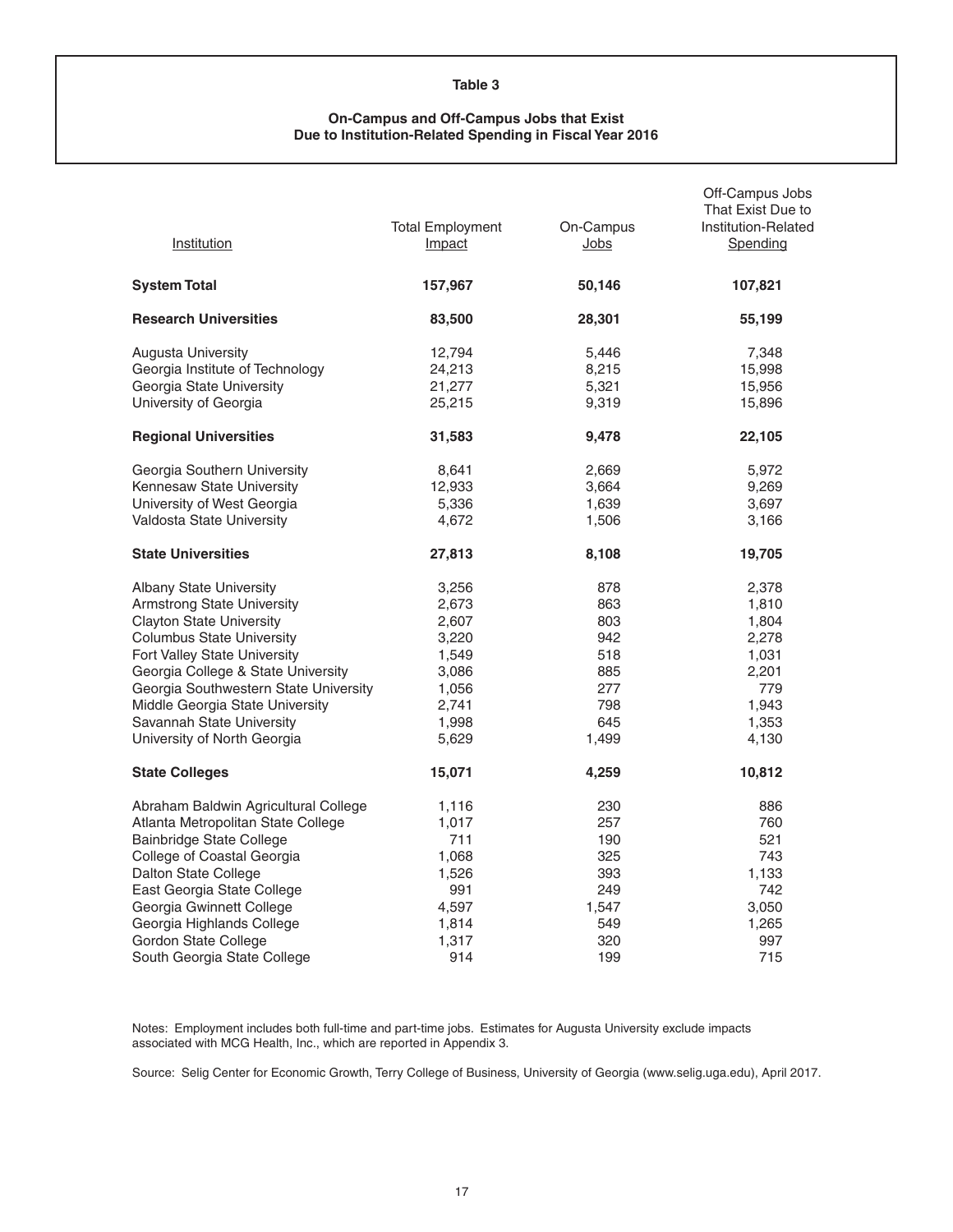**Table 3**

**On-Campus and Off-Campus Jobs that Exist Due to Institution-Related Spending in Fiscal Year 2016**

| Institution | Total Employment Impact | On-Campus Jobs | Off-Campus Jobs That Exist Due to Institution-Related Spending |
|---|---|---|---|
| **System Total** | **157,967** | **50,146** | **107,821** |
| **Research Universities** | **83,500** | **28,301** | **55,199** |
| Augusta University | 12,794 | 5,446 | 7,348 |
| Georgia Institute of Technology | 24,213 | 8,215 | 15,998 |
| Georgia State University | 21,277 | 5,321 | 15,956 |
| University of Georgia | 25,215 | 9,319 | 15,896 |
| **Regional Universities** | **31,583** | **9,478** | **22,105** |
| Georgia Southern University | 8,641 | 2,669 | 5,972 |
| Kennesaw State University | 12,933 | 3,664 | 9,269 |
| University of West Georgia | 5,336 | 1,639 | 3,697 |
| Valdosta State University | 4,672 | 1,506 | 3,166 |
| **State Universities** | **27,813** | **8,108** | **19,705** |
| Albany State University | 3,256 | 878 | 2,378 |
| Armstrong State University | 2,673 | 863 | 1,810 |
| Clayton State University | 2,607 | 803 | 1,804 |
| Columbus State University | 3,220 | 942 | 2,278 |
| Fort Valley State University | 1,549 | 518 | 1,031 |
| Georgia College & State University | 3,086 | 885 | 2,201 |
| Georgia Southwestern State University | 1,056 | 277 | 779 |
| Middle Georgia State University | 2,741 | 798 | 1,943 |
| Savannah State University | 1,998 | 645 | 1,353 |
| University of North Georgia | 5,629 | 1,499 | 4,130 |
| **State Colleges** | **15,071** | **4,259** | **10,812** |
| Abraham Baldwin Agricultural College | 1,116 | 230 | 886 |
| Atlanta Metropolitan State College | 1,017 | 257 | 760 |
| Bainbridge State College | 711 | 190 | 521 |
| College of Coastal Georgia | 1,068 | 325 | 743 |
| Dalton State College | 1,526 | 393 | 1,133 |
| East Georgia State College | 991 | 249 | 742 |
| Georgia Gwinnett College | 4,597 | 1,547 | 3,050 |
| Georgia Highlands College | 1,814 | 549 | 1,265 |
| Gordon State College | 1,317 | 320 | 997 |
| South Georgia State College | 914 | 199 | 715 |

Notes: Employment includes both full-time and part-time jobs. Estimates for Augusta University exclude impacts associated with MCG Health, Inc., which are reported in Appendix 3.

Source: Selig Center for Economic Growth, Terry College of Business, University of Georgia (www.selig.uga.edu), April 2017.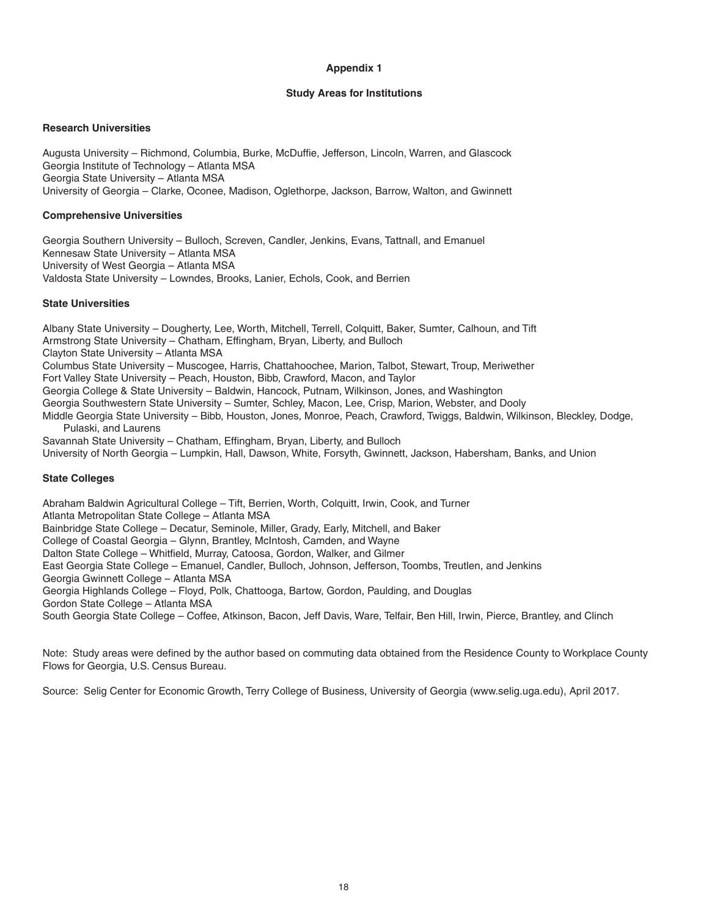# Appendix 1

## Study Areas for Institutions

### Research Universities

Augusta University – Richmond, Columbia, Burke, McDuffie, Jefferson, Lincoln, Warren, and Glascock
Georgia Institute of Technology – Atlanta MSA
Georgia State University – Atlanta MSA
University of Georgia – Clarke, Oconee, Madison, Oglethorpe, Jackson, Barrow, Walton, and Gwinnett

### Comprehensive Universities

Georgia Southern University – Bulloch, Screven, Candler, Jenkins, Evans, Tattnall, and Emanuel
Kennesaw State University – Atlanta MSA
University of West Georgia – Atlanta MSA
Valdosta State University – Lowndes, Brooks, Lanier, Echols, Cook, and Berrien

### State Universities

Albany State University – Dougherty, Lee, Worth, Mitchell, Terrell, Colquitt, Baker, Sumter, Calhoun, and Tift
Armstrong State University – Chatham, Effingham, Bryan, Liberty, and Bulloch
Clayton State University – Atlanta MSA
Columbus State University – Muscogee, Harris, Chattahoochee, Marion, Talbot, Stewart, Troup, Meriwether
Fort Valley State University – Peach, Houston, Bibb, Crawford, Macon, and Taylor
Georgia College & State University – Baldwin, Hancock, Putnam, Wilkinson, Jones, and Washington
Georgia Southwestern State University – Sumter, Schley, Macon, Lee, Crisp, Marion, Webster, and Dooly
Middle Georgia State University – Bibb, Houston, Jones, Monroe, Peach, Crawford, Twiggs, Baldwin, Wilkinson, Bleckley, Dodge, Pulaski, and Laurens
Savannah State University – Chatham, Effingham, Bryan, Liberty, and Bulloch
University of North Georgia – Lumpkin, Hall, Dawson, White, Forsyth, Gwinnett, Jackson, Habersham, Banks, and Union

### State Colleges

Abraham Baldwin Agricultural College – Tift, Berrien, Worth, Colquitt, Irwin, Cook, and Turner
Atlanta Metropolitan State College – Atlanta MSA
Bainbridge State College – Decatur, Seminole, Miller, Grady, Early, Mitchell, and Baker
College of Coastal Georgia – Glynn, Brantley, McIntosh, Camden, and Wayne
Dalton State College – Whitfield, Murray, Catoosa, Gordon, Walker, and Gilmer
East Georgia State College – Emanuel, Candler, Bulloch, Johnson, Jefferson, Toombs, Treutlen, and Jenkins
Georgia Gwinnett College – Atlanta MSA
Georgia Highlands College – Floyd, Polk, Chattooga, Bartow, Gordon, Paulding, and Douglas
Gordon State College – Atlanta MSA
South Georgia State College – Coffee, Atkinson, Bacon, Jeff Davis, Ware, Telfair, Ben Hill, Irwin, Pierce, Brantley, and Clinch

Note: Study areas were defined by the author based on commuting data obtained from the Residence County to Workplace County Flows for Georgia, U.S. Census Bureau.

Source: Selig Center for Economic Growth, Terry College of Business, University of Georgia (www.selig.uga.edu), April 2017.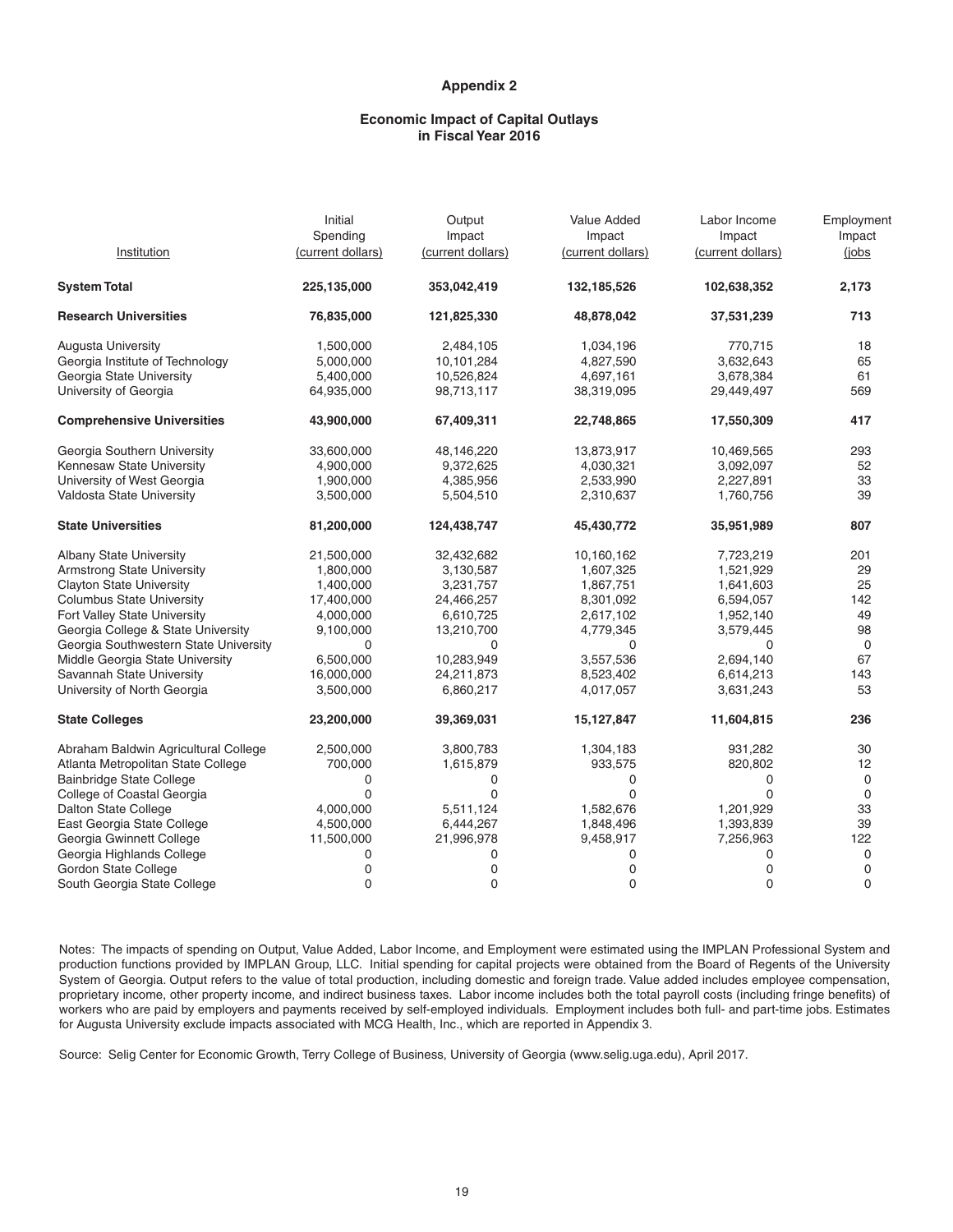## Appendix 2

### Economic Impact of Capital Outlays in Fiscal Year 2016

| Institution | Initial Spending (current dollars) | Output Impact (current dollars) | Value Added Impact (current dollars) | Labor Income Impact (current dollars) | Employment Impact (jobs |
|---|---|---|---|---|---|
| **System Total** | **225,135,000** | **353,042,419** | **132,185,526** | **102,638,352** | **2,173** |
| **Research Universities** | **76,835,000** | **121,825,330** | **48,878,042** | **37,531,239** | **713** |
| Augusta University | 1,500,000 | 2,484,105 | 1,034,196 | 770,715 | 18 |
| Georgia Institute of Technology | 5,000,000 | 10,101,284 | 4,827,590 | 3,632,643 | 65 |
| Georgia State University | 5,400,000 | 10,526,824 | 4,697,161 | 3,678,384 | 61 |
| University of Georgia | 64,935,000 | 98,713,117 | 38,319,095 | 29,449,497 | 569 |
| **Comprehensive Universities** | **43,900,000** | **67,409,311** | **22,748,865** | **17,550,309** | **417** |
| Georgia Southern University | 33,600,000 | 48,146,220 | 13,873,917 | 10,469,565 | 293 |
| Kennesaw State University | 4,900,000 | 9,372,625 | 4,030,321 | 3,092,097 | 52 |
| University of West Georgia | 1,900,000 | 4,385,956 | 2,533,990 | 2,227,891 | 33 |
| Valdosta State University | 3,500,000 | 5,504,510 | 2,310,637 | 1,760,756 | 39 |
| **State Universities** | **81,200,000** | **124,438,747** | **45,430,772** | **35,951,989** | **807** |
| Albany State University | 21,500,000 | 32,432,682 | 10,160,162 | 7,723,219 | 201 |
| Armstrong State University | 1,800,000 | 3,130,587 | 1,607,325 | 1,521,929 | 29 |
| Clayton State University | 1,400,000 | 3,231,757 | 1,867,751 | 1,641,603 | 25 |
| Columbus State University | 17,400,000 | 24,466,257 | 8,301,092 | 6,594,057 | 142 |
| Fort Valley State University | 4,000,000 | 6,610,725 | 2,617,102 | 1,952,140 | 49 |
| Georgia College & State University | 9,100,000 | 13,210,700 | 4,779,345 | 3,579,445 | 98 |
| Georgia Southwestern State University | 0 | 0 | 0 | 0 | 0 |
| Middle Georgia State University | 6,500,000 | 10,283,949 | 3,557,536 | 2,694,140 | 67 |
| Savannah State University | 16,000,000 | 24,211,873 | 8,523,402 | 6,614,213 | 143 |
| University of North Georgia | 3,500,000 | 6,860,217 | 4,017,057 | 3,631,243 | 53 |
| **State Colleges** | **23,200,000** | **39,369,031** | **15,127,847** | **11,604,815** | **236** |
| Abraham Baldwin Agricultural College | 2,500,000 | 3,800,783 | 1,304,183 | 931,282 | 30 |
| Atlanta Metropolitan State College | 700,000 | 1,615,879 | 933,575 | 820,802 | 12 |
| Bainbridge State College | 0 | 0 | 0 | 0 | 0 |
| College of Coastal Georgia | 0 | 0 | 0 | 0 | 0 |
| Dalton State College | 4,000,000 | 5,511,124 | 1,582,676 | 1,201,929 | 33 |
| East Georgia State College | 4,500,000 | 6,444,267 | 1,848,496 | 1,393,839 | 39 |
| Georgia Gwinnett College | 11,500,000 | 21,996,978 | 9,458,917 | 7,256,963 | 122 |
| Georgia Highlands College | 0 | 0 | 0 | 0 | 0 |
| Gordon State College | 0 | 0 | 0 | 0 | 0 |
| South Georgia State College | 0 | 0 | 0 | 0 | 0 |

Notes: The impacts of spending on Output, Value Added, Labor Income, and Employment were estimated using the IMPLAN Professional System and production functions provided by IMPLAN Group, LLC. Initial spending for capital projects were obtained from the Board of Regents of the University System of Georgia. Output refers to the value of total production, including domestic and foreign trade. Value added includes employee compensation, proprietary income, other property income, and indirect business taxes. Labor income includes both the total payroll costs (including fringe benefits) of workers who are paid by employers and payments received by self-employed individuals. Employment includes both full- and part-time jobs. Estimates for Augusta University exclude impacts associated with MCG Health, Inc., which are reported in Appendix 3.

Source: Selig Center for Economic Growth, Terry College of Business, University of Georgia (www.selig.uga.edu), April 2017.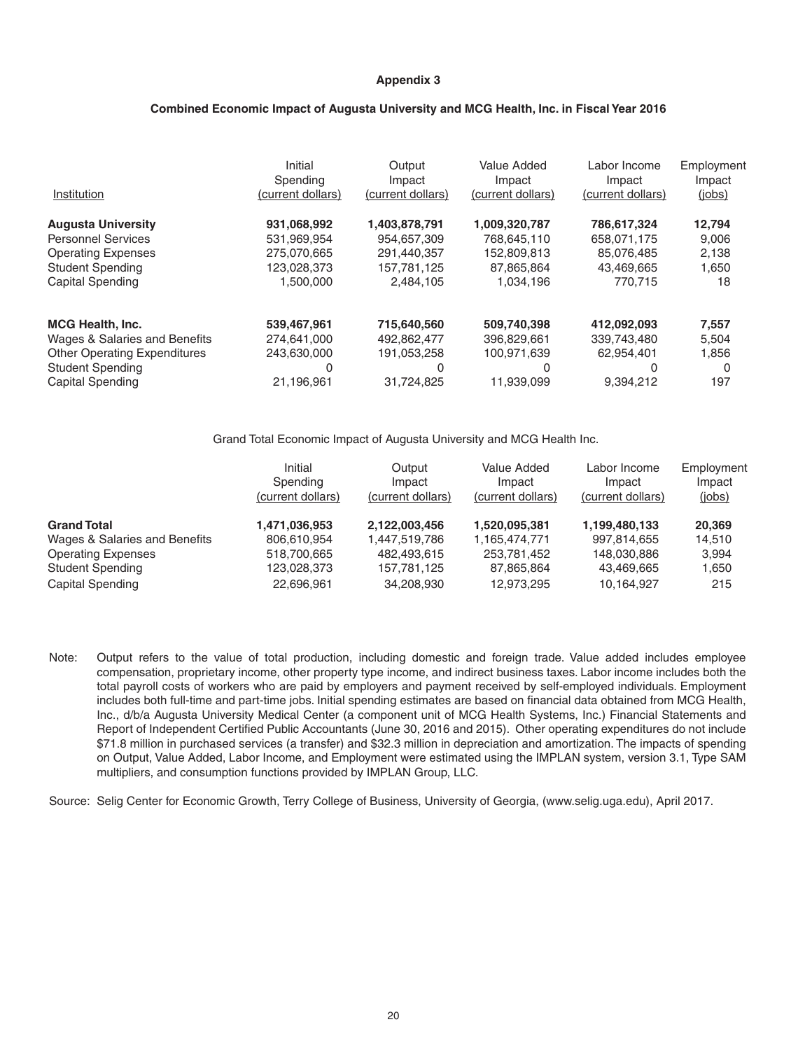**Appendix 3**

**Combined Economic Impact of Augusta University and MCG Health, Inc. in Fiscal Year 2016**

| Institution | Initial Spending (current dollars) | Output Impact (current dollars) | Value Added Impact (current dollars) | Labor Income Impact (current dollars) | Employment Impact (jobs) |
|---|---|---|---|---|---|
| **Augusta University** | **931,068,992** | **1,403,878,791** | **1,009,320,787** | **786,617,324** | **12,794** |
| Personnel Services | 531,969,954 | 954,657,309 | 768,645,110 | 658,071,175 | 9,006 |
| Operating Expenses | 275,070,665 | 291,440,357 | 152,809,813 | 85,076,485 | 2,138 |
| Student Spending | 123,028,373 | 157,781,125 | 87,865,864 | 43,469,665 | 1,650 |
| Capital Spending | 1,500,000 | 2,484,105 | 1,034,196 | 770,715 | 18 |
| **MCG Health, Inc.** | **539,467,961** | **715,640,560** | **509,740,398** | **412,092,093** | **7,557** |
| Wages & Salaries and Benefits | 274,641,000 | 492,862,477 | 396,829,661 | 339,743,480 | 5,504 |
| Other Operating Expenditures | 243,630,000 | 191,053,258 | 100,971,639 | 62,954,401 | 1,856 |
| Student Spending | 0 | 0 | 0 | 0 | 0 |
| Capital Spending | 21,196,961 | 31,724,825 | 11,939,099 | 9,394,212 | 197 |

Grand Total Economic Impact of Augusta University and MCG Health Inc.

| | Initial Spending (current dollars) | Output Impact (current dollars) | Value Added Impact (current dollars) | Labor Income Impact (current dollars) | Employment Impact (jobs) |
|---|---|---|---|---|---|
| **Grand Total** | **1,471,036,953** | **2,122,003,456** | **1,520,095,381** | **1,199,480,133** | **20,369** |
| Wages & Salaries and Benefits | 806,610,954 | 1,447,519,786 | 1,165,474,771 | 997,814,655 | 14,510 |
| Operating Expenses | 518,700,665 | 482,493,615 | 253,781,452 | 148,030,886 | 3,994 |
| Student Spending | 123,028,373 | 157,781,125 | 87,865,864 | 43,469,665 | 1,650 |
| Capital Spending | 22,696,961 | 34,208,930 | 12,973,295 | 10,164,927 | 215 |

Note: Output refers to the value of total production, including domestic and foreign trade. Value added includes employee compensation, proprietary income, other property type income, and indirect business taxes. Labor income includes both the total payroll costs of workers who are paid by employers and payment received by self-employed individuals. Employment includes both full-time and part-time jobs. Initial spending estimates are based on financial data obtained from MCG Health, Inc., d/b/a Augusta University Medical Center (a component unit of MCG Health Systems, Inc.) Financial Statements and Report of Independent Certified Public Accountants (June 30, 2016 and 2015). Other operating expenditures do not include $71.8 million in purchased services (a transfer) and $32.3 million in depreciation and amortization. The impacts of spending on Output, Value Added, Labor Income, and Employment were estimated using the IMPLAN system, version 3.1, Type SAM multipliers, and consumption functions provided by IMPLAN Group, LLC.

Source: Selig Center for Economic Growth, Terry College of Business, University of Georgia, (www.selig.uga.edu), April 2017.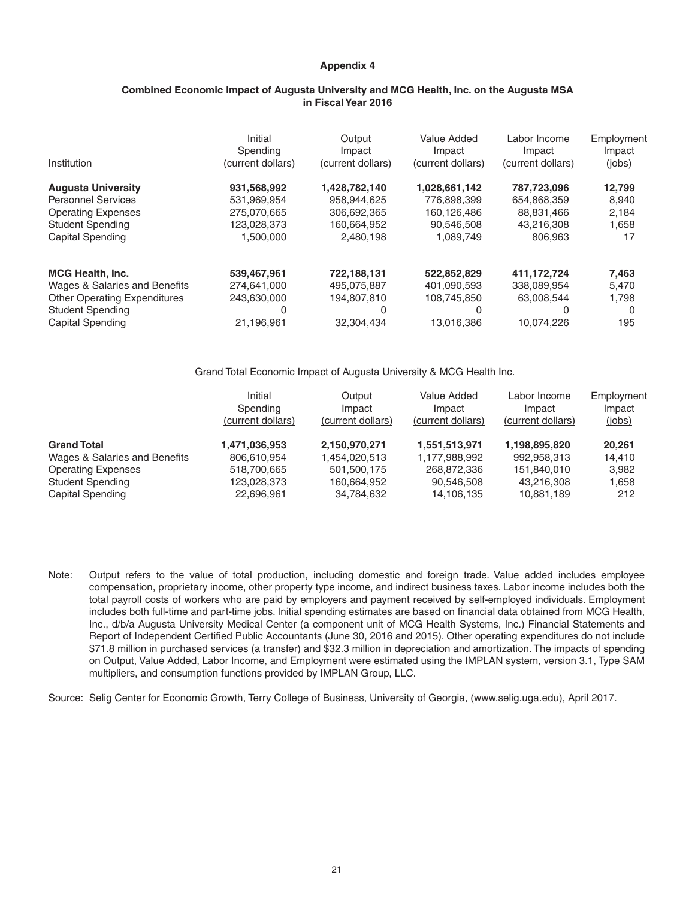## Appendix 4

### Combined Economic Impact of Augusta University and MCG Health, Inc. on the Augusta MSA in Fiscal Year 2016

| Institution | Initial Spending (current dollars) | Output Impact (current dollars) | Value Added Impact (current dollars) | Labor Income Impact (current dollars) | Employment Impact (jobs) |
|---|---|---|---|---|---|
| **Augusta University** | **931,568,992** | **1,428,782,140** | **1,028,661,142** | **787,723,096** | **12,799** |
| Personnel Services | 531,969,954 | 958,944,625 | 776,898,399 | 654,868,359 | 8,940 |
| Operating Expenses | 275,070,665 | 306,692,365 | 160,126,486 | 88,831,466 | 2,184 |
| Student Spending | 123,028,373 | 160,664,952 | 90,546,508 | 43,216,308 | 1,658 |
| Capital Spending | 1,500,000 | 2,480,198 | 1,089,749 | 806,963 | 17 |
| **MCG Health, Inc.** | **539,467,961** | **722,188,131** | **522,852,829** | **411,172,724** | **7,463** |
| Wages & Salaries and Benefits | 274,641,000 | 495,075,887 | 401,090,593 | 338,089,954 | 5,470 |
| Other Operating Expenditures | 243,630,000 | 194,807,810 | 108,745,850 | 63,008,544 | 1,798 |
| Student Spending | 0 | 0 | 0 | 0 | 0 |
| Capital Spending | 21,196,961 | 32,304,434 | 13,016,386 | 10,074,226 | 195 |

Grand Total Economic Impact of Augusta University & MCG Health Inc.

| | Initial Spending (current dollars) | Output Impact (current dollars) | Value Added Impact (current dollars) | Labor Income Impact (current dollars) | Employment Impact (jobs) |
|---|---|---|---|---|---|
| **Grand Total** | **1,471,036,953** | **2,150,970,271** | **1,551,513,971** | **1,198,895,820** | **20,261** |
| Wages & Salaries and Benefits | 806,610,954 | 1,454,020,513 | 1,177,988,992 | 992,958,313 | 14,410 |
| Operating Expenses | 518,700,665 | 501,500,175 | 268,872,336 | 151,840,010 | 3,982 |
| Student Spending | 123,028,373 | 160,664,952 | 90,546,508 | 43,216,308 | 1,658 |
| Capital Spending | 22,696,961 | 34,784,632 | 14,106,135 | 10,881,189 | 212 |

Note: Output refers to the value of total production, including domestic and foreign trade. Value added includes employee compensation, proprietary income, other property type income, and indirect business taxes. Labor income includes both the total payroll costs of workers who are paid by employers and payment received by self-employed individuals. Employment includes both full-time and part-time jobs. Initial spending estimates are based on financial data obtained from MCG Health, Inc., d/b/a Augusta University Medical Center (a component unit of MCG Health Systems, Inc.) Financial Statements and Report of Independent Certified Public Accountants (June 30, 2016 and 2015). Other operating expenditures do not include $71.8 million in purchased services (a transfer) and $32.3 million in depreciation and amortization. The impacts of spending on Output, Value Added, Labor Income, and Employment were estimated using the IMPLAN system, version 3.1, Type SAM multipliers, and consumption functions provided by IMPLAN Group, LLC.

Source: Selig Center for Economic Growth, Terry College of Business, University of Georgia, (www.selig.uga.edu), April 2017.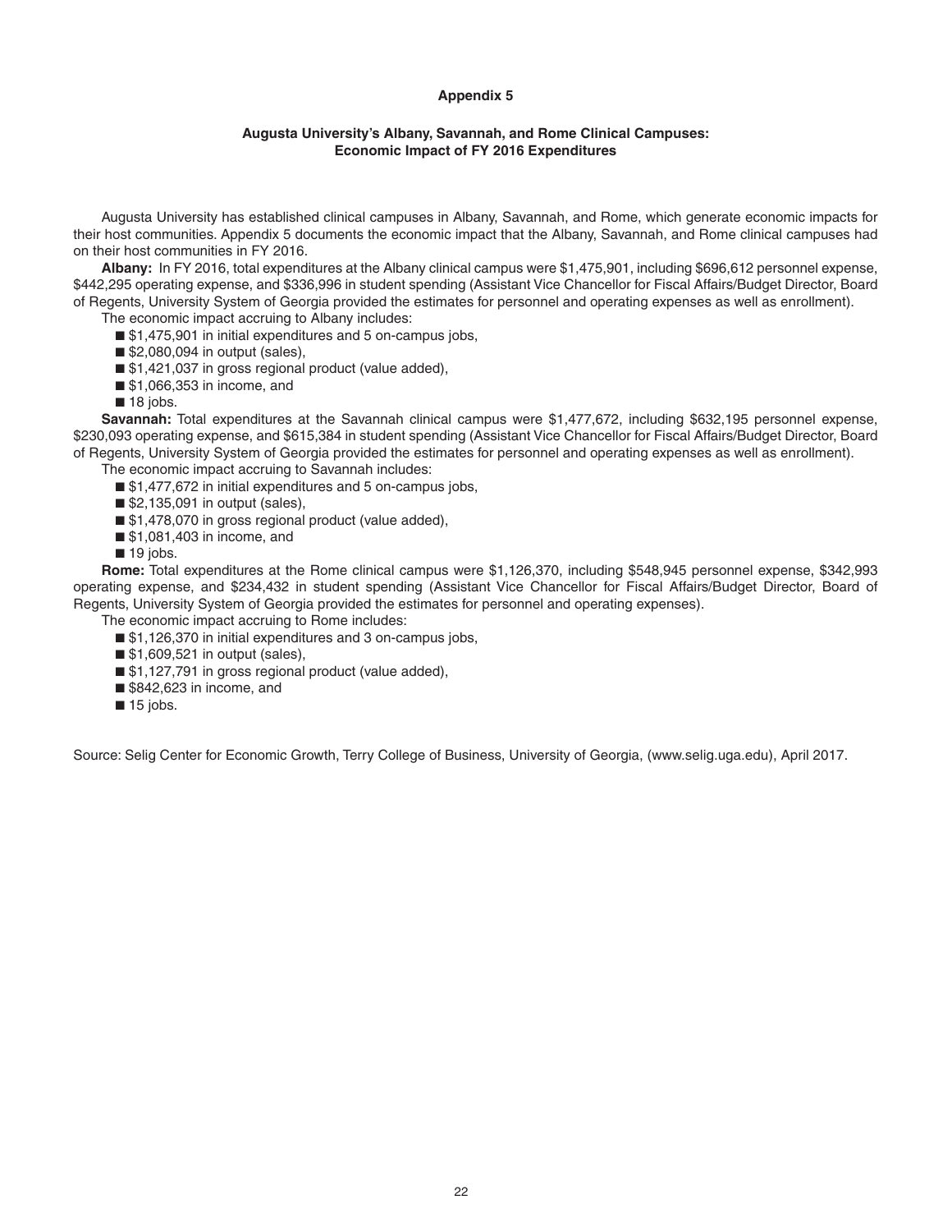# Appendix 5

## Augusta University's Albany, Savannah, and Rome Clinical Campuses: Economic Impact of FY 2016 Expenditures

Augusta University has established clinical campuses in Albany, Savannah, and Rome, which generate economic impacts for their host communities. Appendix 5 documents the economic impact that the Albany, Savannah, and Rome clinical campuses had on their host communities in FY 2016.

**Albany:** In FY 2016, total expenditures at the Albany clinical campus were $1,475,901, including $696,612 personnel expense, $442,295 operating expense, and $336,996 in student spending (Assistant Vice Chancellor for Fiscal Affairs/Budget Director, Board of Regents, University System of Georgia provided the estimates for personnel and operating expenses as well as enrollment).

The economic impact accruing to Albany includes:

- $1,475,901 in initial expenditures and 5 on-campus jobs,
- $2,080,094 in output (sales),
- $1,421,037 in gross regional product (value added),
- $1,066,353 in income, and
- 18 jobs.

**Savannah:** Total expenditures at the Savannah clinical campus were $1,477,672, including $632,195 personnel expense, $230,093 operating expense, and $615,384 in student spending (Assistant Vice Chancellor for Fiscal Affairs/Budget Director, Board of Regents, University System of Georgia provided the estimates for personnel and operating expenses as well as enrollment).

The economic impact accruing to Savannah includes:

- $1,477,672 in initial expenditures and 5 on-campus jobs,
- $2,135,091 in output (sales),
- $1,478,070 in gross regional product (value added),
- $1,081,403 in income, and
- 19 jobs.

**Rome:** Total expenditures at the Rome clinical campus were $1,126,370, including $548,945 personnel expense, $342,993 operating expense, and $234,432 in student spending (Assistant Vice Chancellor for Fiscal Affairs/Budget Director, Board of Regents, University System of Georgia provided the estimates for personnel and operating expenses).

The economic impact accruing to Rome includes:

- $1,126,370 in initial expenditures and 3 on-campus jobs,
- $1,609,521 in output (sales),
- $1,127,791 in gross regional product (value added),
- $842,623 in income, and
- 15 jobs.

Source: Selig Center for Economic Growth, Terry College of Business, University of Georgia, (www.selig.uga.edu), April 2017.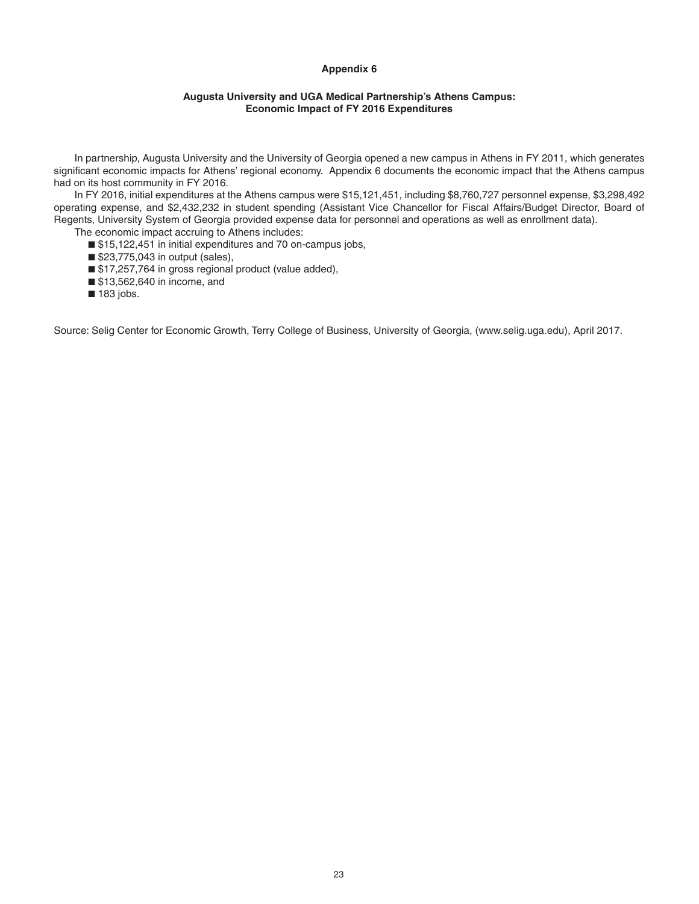## Appendix 6

### Augusta University and UGA Medical Partnership's Athens Campus: Economic Impact of FY 2016 Expenditures

In partnership, Augusta University and the University of Georgia opened a new campus in Athens in FY 2011, which generates significant economic impacts for Athens' regional economy. Appendix 6 documents the economic impact that the Athens campus had on its host community in FY 2016.

In FY 2016, initial expenditures at the Athens campus were $15,121,451, including $8,760,727 personnel expense, $3,298,492 operating expense, and $2,432,232 in student spending (Assistant Vice Chancellor for Fiscal Affairs/Budget Director, Board of Regents, University System of Georgia provided expense data for personnel and operations as well as enrollment data).

The economic impact accruing to Athens includes:

- $15,122,451 in initial expenditures and 70 on-campus jobs,
- $23,775,043 in output (sales),
- $17,257,764 in gross regional product (value added),
- $13,562,640 in income, and
- 183 jobs.

Source: Selig Center for Economic Growth, Terry College of Business, University of Georgia, (www.selig.uga.edu), April 2017.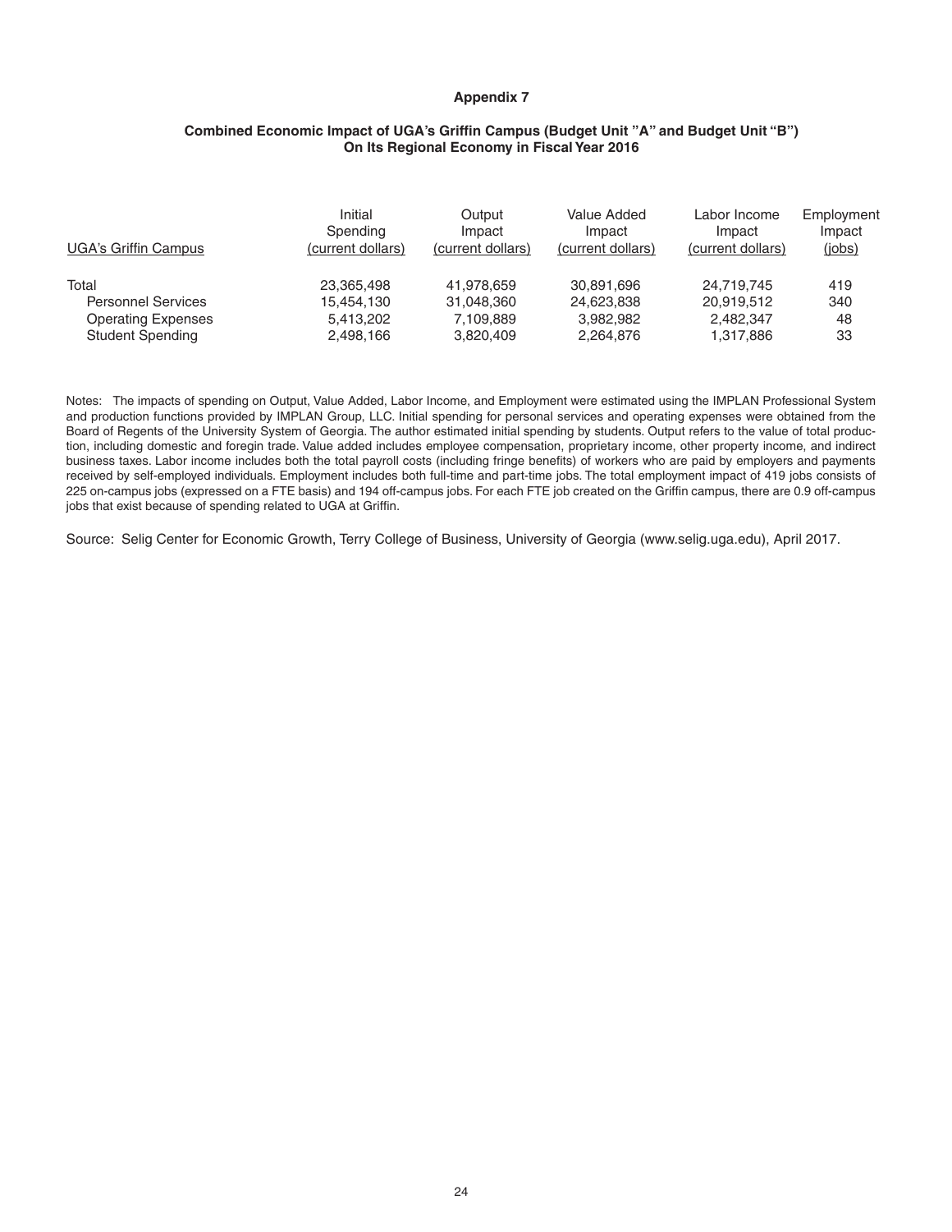## Appendix 7

### Combined Economic Impact of UGA's Griffin Campus (Budget Unit "A" and Budget Unit "B") On Its Regional Economy in Fiscal Year 2016

| UGA's Griffin Campus | Initial Spending (current dollars) | Output Impact (current dollars) | Value Added Impact (current dollars) | Labor Income Impact (current dollars) | Employment Impact (jobs) |
|---|---|---|---|---|---|
| Total | 23,365,498 | 41,978,659 | 30,891,696 | 24,719,745 | 419 |
| Personnel Services | 15,454,130 | 31,048,360 | 24,623,838 | 20,919,512 | 340 |
| Operating Expenses | 5,413,202 | 7,109,889 | 3,982,982 | 2,482,347 | 48 |
| Student Spending | 2,498,166 | 3,820,409 | 2,264,876 | 1,317,886 | 33 |

Notes: The impacts of spending on Output, Value Added, Labor Income, and Employment were estimated using the IMPLAN Professional System and production functions provided by IMPLAN Group, LLC. Initial spending for personal services and operating expenses were obtained from the Board of Regents of the University System of Georgia. The author estimated initial spending by students. Output refers to the value of total production, including domestic and foregin trade. Value added includes employee compensation, proprietary income, other property income, and indirect business taxes. Labor income includes both the total payroll costs (including fringe benefits) of workers who are paid by employers and payments received by self-employed individuals. Employment includes both full-time and part-time jobs. The total employment impact of 419 jobs consists of 225 on-campus jobs (expressed on a FTE basis) and 194 off-campus jobs. For each FTE job created on the Griffin campus, there are 0.9 off-campus jobs that exist because of spending related to UGA at Griffin.

Source: Selig Center for Economic Growth, Terry College of Business, University of Georgia (www.selig.uga.edu), April 2017.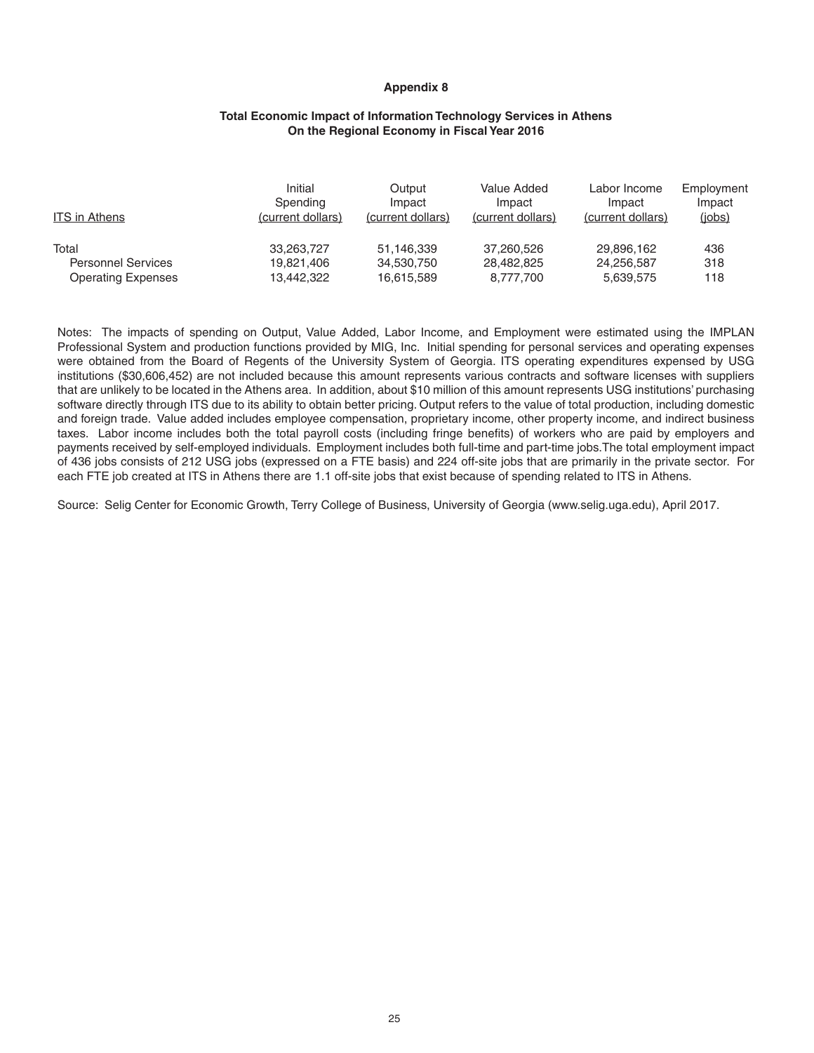**Appendix 8**

**Total Economic Impact of Information Technology Services in Athens On the Regional Economy in Fiscal Year 2016**

| ITS in Athens | Initial Spending (current dollars) | Output Impact (current dollars) | Value Added Impact (current dollars) | Labor Income Impact (current dollars) | Employment Impact (jobs) |
|---|---|---|---|---|---|
| Total | 33,263,727 | 51,146,339 | 37,260,526 | 29,896,162 | 436 |
| Personnel Services | 19,821,406 | 34,530,750 | 28,482,825 | 24,256,587 | 318 |
| Operating Expenses | 13,442,322 | 16,615,589 | 8,777,700 | 5,639,575 | 118 |

Notes: The impacts of spending on Output, Value Added, Labor Income, and Employment were estimated using the IMPLAN Professional System and production functions provided by MIG, Inc. Initial spending for personal services and operating expenses were obtained from the Board of Regents of the University System of Georgia. ITS operating expenditures expensed by USG institutions ($30,606,452) are not included because this amount represents various contracts and software licenses with suppliers that are unlikely to be located in the Athens area. In addition, about $10 million of this amount represents USG institutions' purchasing software directly through ITS due to its ability to obtain better pricing. Output refers to the value of total production, including domestic and foreign trade. Value added includes employee compensation, proprietary income, other property income, and indirect business taxes. Labor income includes both the total payroll costs (including fringe benefits) of workers who are paid by employers and payments received by self-employed individuals. Employment includes both full-time and part-time jobs. The total employment impact of 436 jobs consists of 212 USG jobs (expressed on a FTE basis) and 224 off-site jobs that are primarily in the private sector. For each FTE job created at ITS in Athens there are 1.1 off-site jobs that exist because of spending related to ITS in Athens.

Source: Selig Center for Economic Growth, Terry College of Business, University of Georgia (www.selig.uga.edu), April 2017.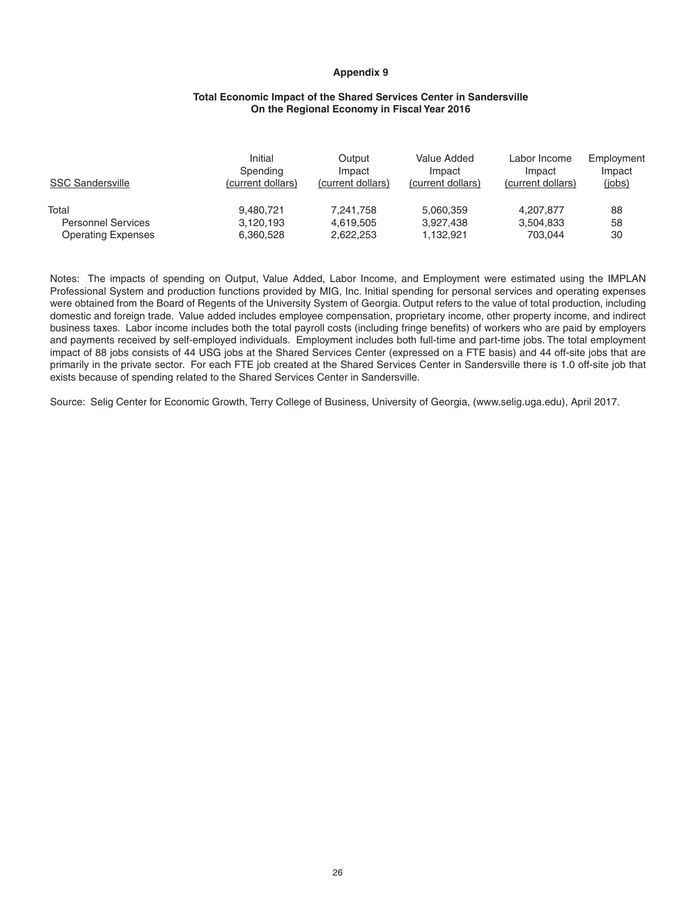## Appendix 9

### Total Economic Impact of the Shared Services Center in Sandersville On the Regional Economy in Fiscal Year 2016

| SSC Sandersville | Initial Spending (current dollars) | Output Impact (current dollars) | Value Added Impact (current dollars) | Labor Income Impact (current dollars) | Employment Impact (jobs) |
|---|---|---|---|---|---|
| Total | 9,480,721 | 7,241,758 | 5,060,359 | 4,207,877 | 88 |
| Personnel Services | 3,120,193 | 4,619,505 | 3,927,438 | 3,504,833 | 58 |
| Operating Expenses | 6,360,528 | 2,622,253 | 1,132,921 | 703,044 | 30 |

Notes: The impacts of spending on Output, Value Added, Labor Income, and Employment were estimated using the IMPLAN Professional System and production functions provided by MIG, Inc. Initial spending for personal services and operating expenses were obtained from the Board of Regents of the University System of Georgia. Output refers to the value of total production, including domestic and foreign trade. Value added includes employee compensation, proprietary income, other property income, and indirect business taxes. Labor income includes both the total payroll costs (including fringe benefits) of workers who are paid by employers and payments received by self-employed individuals. Employment includes both full-time and part-time jobs. The total employment impact of 88 jobs consists of 44 USG jobs at the Shared Services Center (expressed on a FTE basis) and 44 off-site jobs that are primarily in the private sector. For each FTE job created at the Shared Services Center in Sandersville there is 1.0 off-site job that exists because of spending related to the Shared Services Center in Sandersville.

Source: Selig Center for Economic Growth, Terry College of Business, University of Georgia, (www.selig.uga.edu), April 2017.